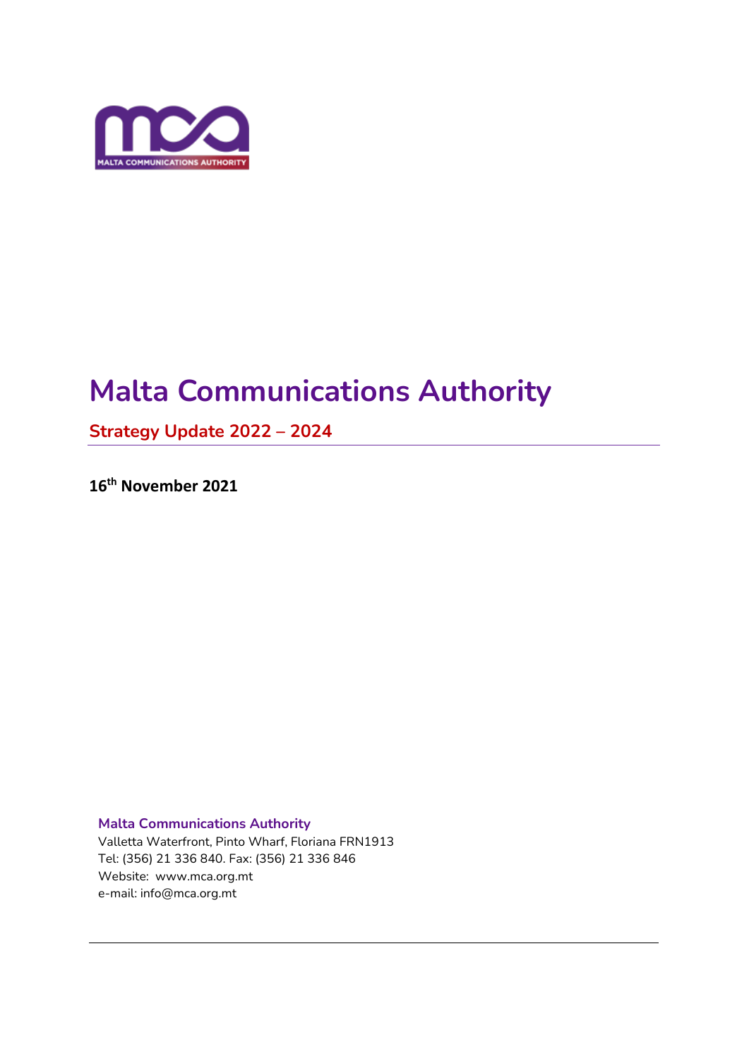# Malta Communications Authority

## Strategy Update 2022 – 2024

**16th November 2021**

**Malta Communications Authority**
Valletta Waterfront, Pinto Wharf, Floriana FRN1913
Tel: (356) 21 336 840. Fax: (356) 21 336 846
Website: www.mca.org.mt
e-mail: info@mca.org.mt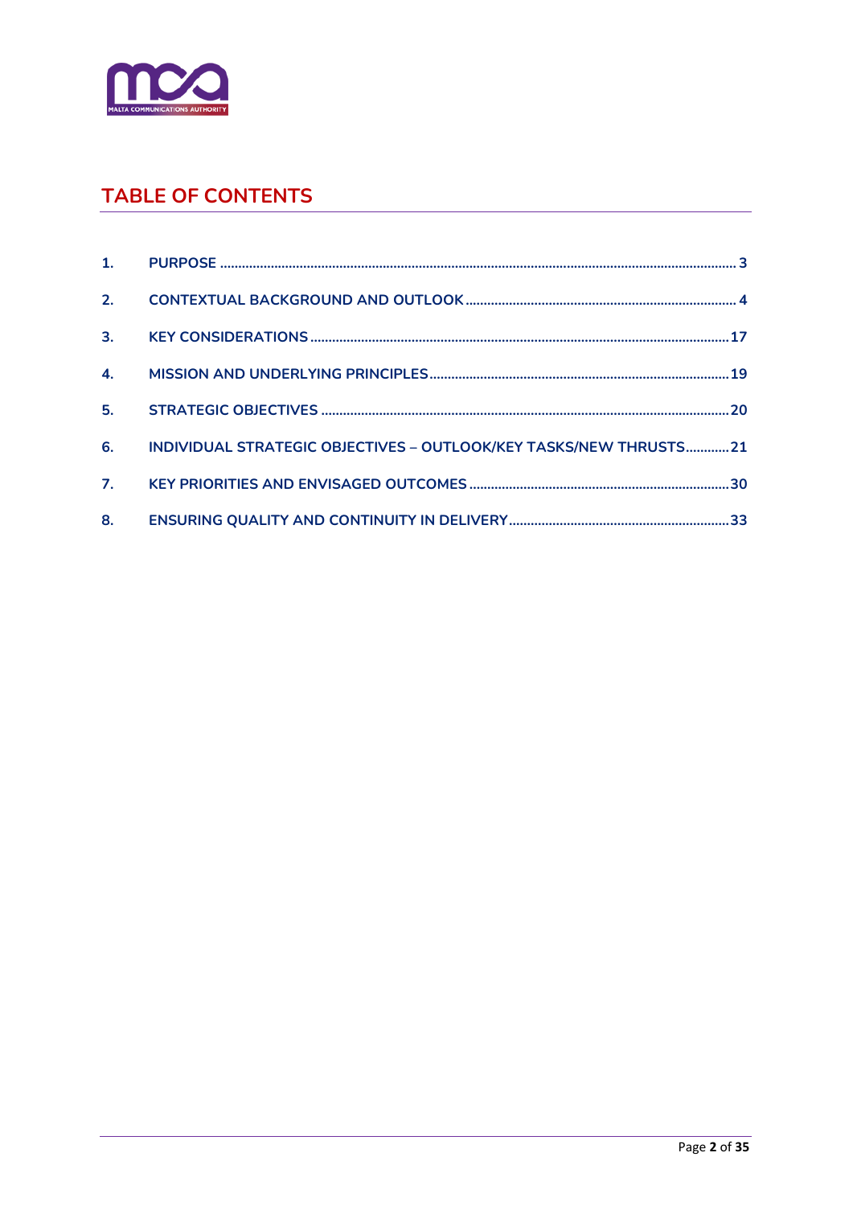## TABLE OF CONTENTS

1. PURPOSE ........ 3
2. CONTEXTUAL BACKGROUND AND OUTLOOK ........ 4
3. KEY CONSIDERATIONS ........ 17
4. MISSION AND UNDERLYING PRINCIPLES ........ 19
5. STRATEGIC OBJECTIVES ........ 20
6. INDIVIDUAL STRATEGIC OBJECTIVES – OUTLOOK/KEY TASKS/NEW THRUSTS ........ 21
7. KEY PRIORITIES AND ENVISAGED OUTCOMES ........ 30
8. ENSURING QUALITY AND CONTINUITY IN DELIVERY ........ 33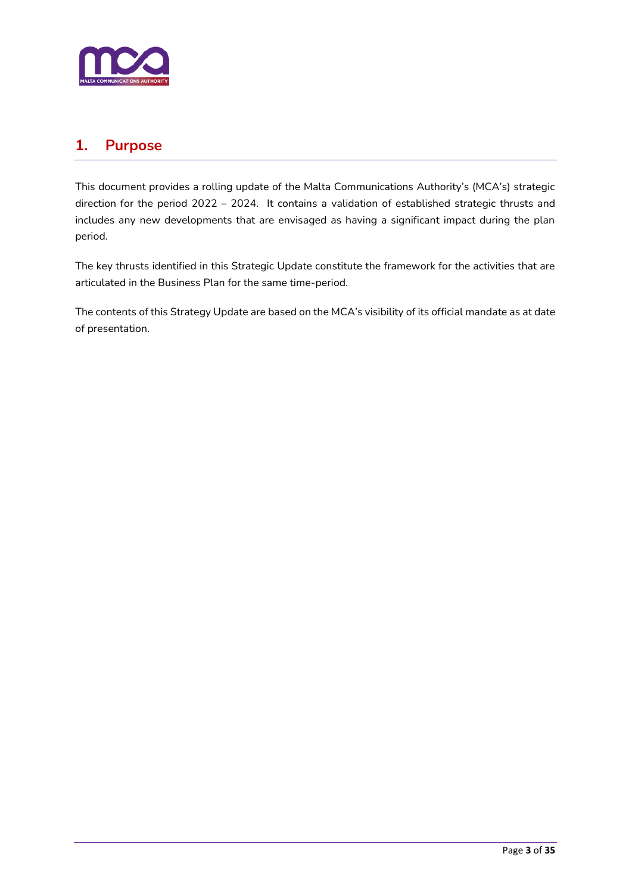## 1. Purpose

This document provides a rolling update of the Malta Communications Authority's (MCA's) strategic direction for the period 2022 – 2024. It contains a validation of established strategic thrusts and includes any new developments that are envisaged as having a significant impact during the plan period.

The key thrusts identified in this Strategic Update constitute the framework for the activities that are articulated in the Business Plan for the same time-period.

The contents of this Strategy Update are based on the MCA's visibility of its official mandate as at date of presentation.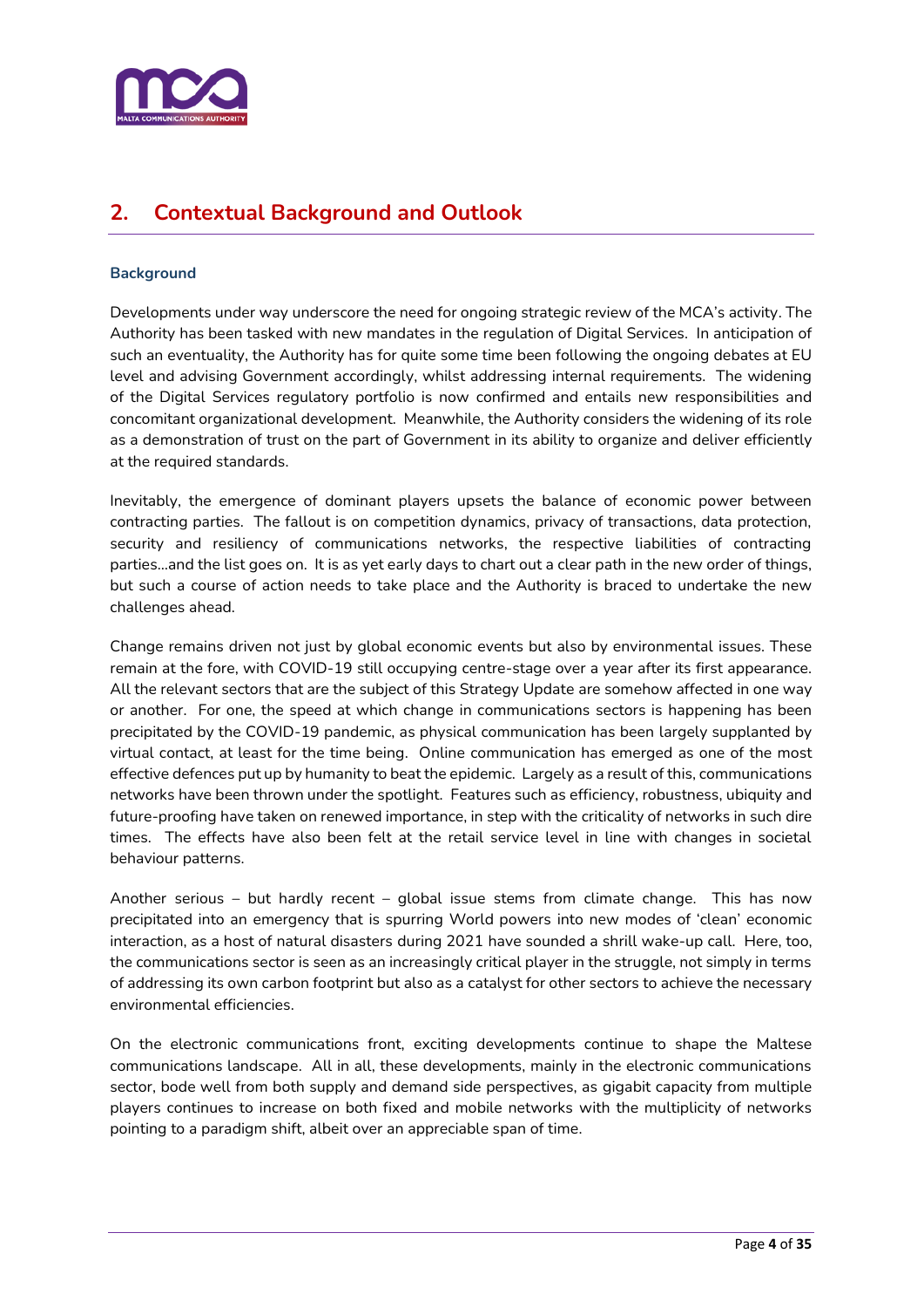## 2. Contextual Background and Outlook

### Background

Developments under way underscore the need for ongoing strategic review of the MCA's activity. The Authority has been tasked with new mandates in the regulation of Digital Services. In anticipation of such an eventuality, the Authority has for quite some time been following the ongoing debates at EU level and advising Government accordingly, whilst addressing internal requirements. The widening of the Digital Services regulatory portfolio is now confirmed and entails new responsibilities and concomitant organizational development. Meanwhile, the Authority considers the widening of its role as a demonstration of trust on the part of Government in its ability to organize and deliver efficiently at the required standards.

Inevitably, the emergence of dominant players upsets the balance of economic power between contracting parties. The fallout is on competition dynamics, privacy of transactions, data protection, security and resiliency of communications networks, the respective liabilities of contracting parties…and the list goes on. It is as yet early days to chart out a clear path in the new order of things, but such a course of action needs to take place and the Authority is braced to undertake the new challenges ahead.

Change remains driven not just by global economic events but also by environmental issues. These remain at the fore, with COVID-19 still occupying centre-stage over a year after its first appearance. All the relevant sectors that are the subject of this Strategy Update are somehow affected in one way or another. For one, the speed at which change in communications sectors is happening has been precipitated by the COVID-19 pandemic, as physical communication has been largely supplanted by virtual contact, at least for the time being. Online communication has emerged as one of the most effective defences put up by humanity to beat the epidemic. Largely as a result of this, communications networks have been thrown under the spotlight. Features such as efficiency, robustness, ubiquity and future-proofing have taken on renewed importance, in step with the criticality of networks in such dire times. The effects have also been felt at the retail service level in line with changes in societal behaviour patterns.

Another serious – but hardly recent – global issue stems from climate change. This has now precipitated into an emergency that is spurring World powers into new modes of 'clean' economic interaction, as a host of natural disasters during 2021 have sounded a shrill wake-up call. Here, too, the communications sector is seen as an increasingly critical player in the struggle, not simply in terms of addressing its own carbon footprint but also as a catalyst for other sectors to achieve the necessary environmental efficiencies.

On the electronic communications front, exciting developments continue to shape the Maltese communications landscape. All in all, these developments, mainly in the electronic communications sector, bode well from both supply and demand side perspectives, as gigabit capacity from multiple players continues to increase on both fixed and mobile networks with the multiplicity of networks pointing to a paradigm shift, albeit over an appreciable span of time.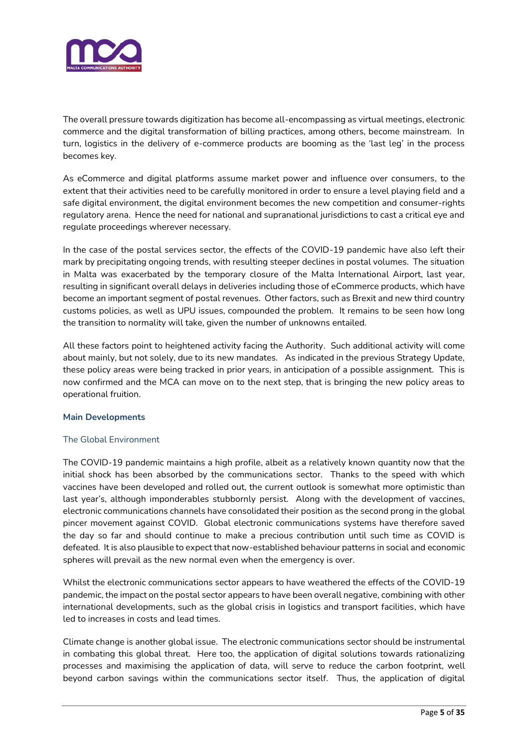The overall pressure towards digitization has become all-encompassing as virtual meetings, electronic commerce and the digital transformation of billing practices, among others, become mainstream. In turn, logistics in the delivery of e-commerce products are booming as the 'last leg' in the process becomes key.

As eCommerce and digital platforms assume market power and influence over consumers, to the extent that their activities need to be carefully monitored in order to ensure a level playing field and a safe digital environment, the digital environment becomes the new competition and consumer-rights regulatory arena. Hence the need for national and supranational jurisdictions to cast a critical eye and regulate proceedings wherever necessary.

In the case of the postal services sector, the effects of the COVID-19 pandemic have also left their mark by precipitating ongoing trends, with resulting steeper declines in postal volumes. The situation in Malta was exacerbated by the temporary closure of the Malta International Airport, last year, resulting in significant overall delays in deliveries including those of eCommerce products, which have become an important segment of postal revenues. Other factors, such as Brexit and new third country customs policies, as well as UPU issues, compounded the problem. It remains to be seen how long the transition to normality will take, given the number of unknowns entailed.

All these factors point to heightened activity facing the Authority. Such additional activity will come about mainly, but not solely, due to its new mandates. As indicated in the previous Strategy Update, these policy areas were being tracked in prior years, in anticipation of a possible assignment. This is now confirmed and the MCA can move on to the next step, that is bringing the new policy areas to operational fruition.

## Main Developments

### The Global Environment

The COVID-19 pandemic maintains a high profile, albeit as a relatively known quantity now that the initial shock has been absorbed by the communications sector. Thanks to the speed with which vaccines have been developed and rolled out, the current outlook is somewhat more optimistic than last year's, although imponderables stubbornly persist. Along with the development of vaccines, electronic communications channels have consolidated their position as the second prong in the global pincer movement against COVID. Global electronic communications systems have therefore saved the day so far and should continue to make a precious contribution until such time as COVID is defeated. It is also plausible to expect that now-established behaviour patterns in social and economic spheres will prevail as the new normal even when the emergency is over.

Whilst the electronic communications sector appears to have weathered the effects of the COVID-19 pandemic, the impact on the postal sector appears to have been overall negative, combining with other international developments, such as the global crisis in logistics and transport facilities, which have led to increases in costs and lead times.

Climate change is another global issue. The electronic communications sector should be instrumental in combating this global threat. Here too, the application of digital solutions towards rationalizing processes and maximising the application of data, will serve to reduce the carbon footprint, well beyond carbon savings within the communications sector itself. Thus, the application of digital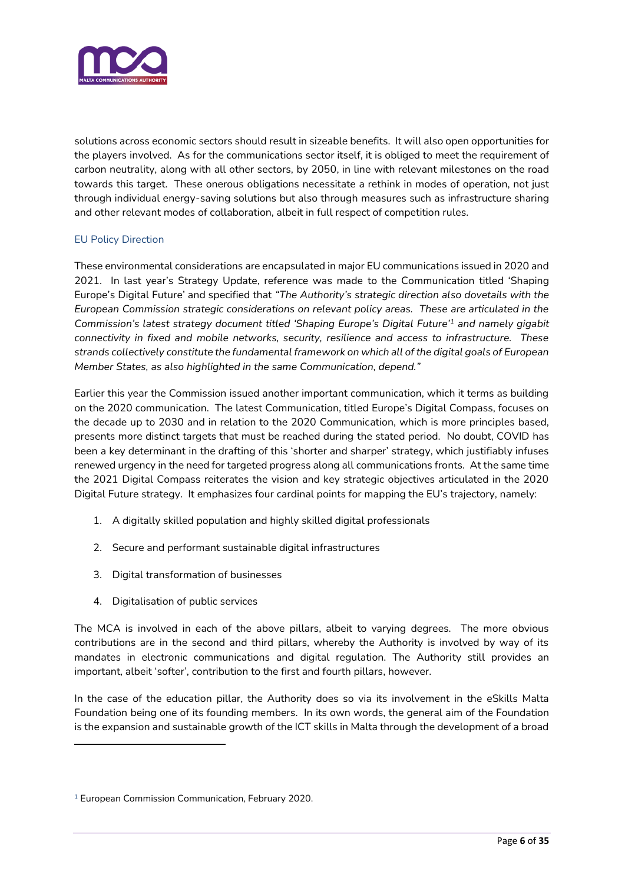solutions across economic sectors should result in sizeable benefits. It will also open opportunities for the players involved. As for the communications sector itself, it is obliged to meet the requirement of carbon neutrality, along with all other sectors, by 2050, in line with relevant milestones on the road towards this target. These onerous obligations necessitate a rethink in modes of operation, not just through individual energy-saving solutions but also through measures such as infrastructure sharing and other relevant modes of collaboration, albeit in full respect of competition rules.

### EU Policy Direction

These environmental considerations are encapsulated in major EU communications issued in 2020 and 2021. In last year's Strategy Update, reference was made to the Communication titled 'Shaping Europe's Digital Future' and specified that *"The Authority's strategic direction also dovetails with the European Commission strategic considerations on relevant policy areas. These are articulated in the Commission's latest strategy document titled 'Shaping Europe's Digital Future'*[1] *and namely gigabit connectivity in fixed and mobile networks, security, resilience and access to infrastructure. These strands collectively constitute the fundamental framework on which all of the digital goals of European Member States, as also highlighted in the same Communication, depend."*

Earlier this year the Commission issued another important communication, which it terms as building on the 2020 communication. The latest Communication, titled Europe's Digital Compass, focuses on the decade up to 2030 and in relation to the 2020 Communication, which is more principles based, presents more distinct targets that must be reached during the stated period. No doubt, COVID has been a key determinant in the drafting of this 'shorter and sharper' strategy, which justifiably infuses renewed urgency in the need for targeted progress along all communications fronts. At the same time the 2021 Digital Compass reiterates the vision and key strategic objectives articulated in the 2020 Digital Future strategy. It emphasizes four cardinal points for mapping the EU's trajectory, namely:

1. A digitally skilled population and highly skilled digital professionals
2. Secure and performant sustainable digital infrastructures
3. Digital transformation of businesses
4. Digitalisation of public services

The MCA is involved in each of the above pillars, albeit to varying degrees. The more obvious contributions are in the second and third pillars, whereby the Authority is involved by way of its mandates in electronic communications and digital regulation. The Authority still provides an important, albeit 'softer', contribution to the first and fourth pillars, however.

In the case of the education pillar, the Authority does so via its involvement in the eSkills Malta Foundation being one of its founding members. In its own words, the general aim of the Foundation is the expansion and sustainable growth of the ICT skills in Malta through the development of a broad

[1] European Commission Communication, February 2020.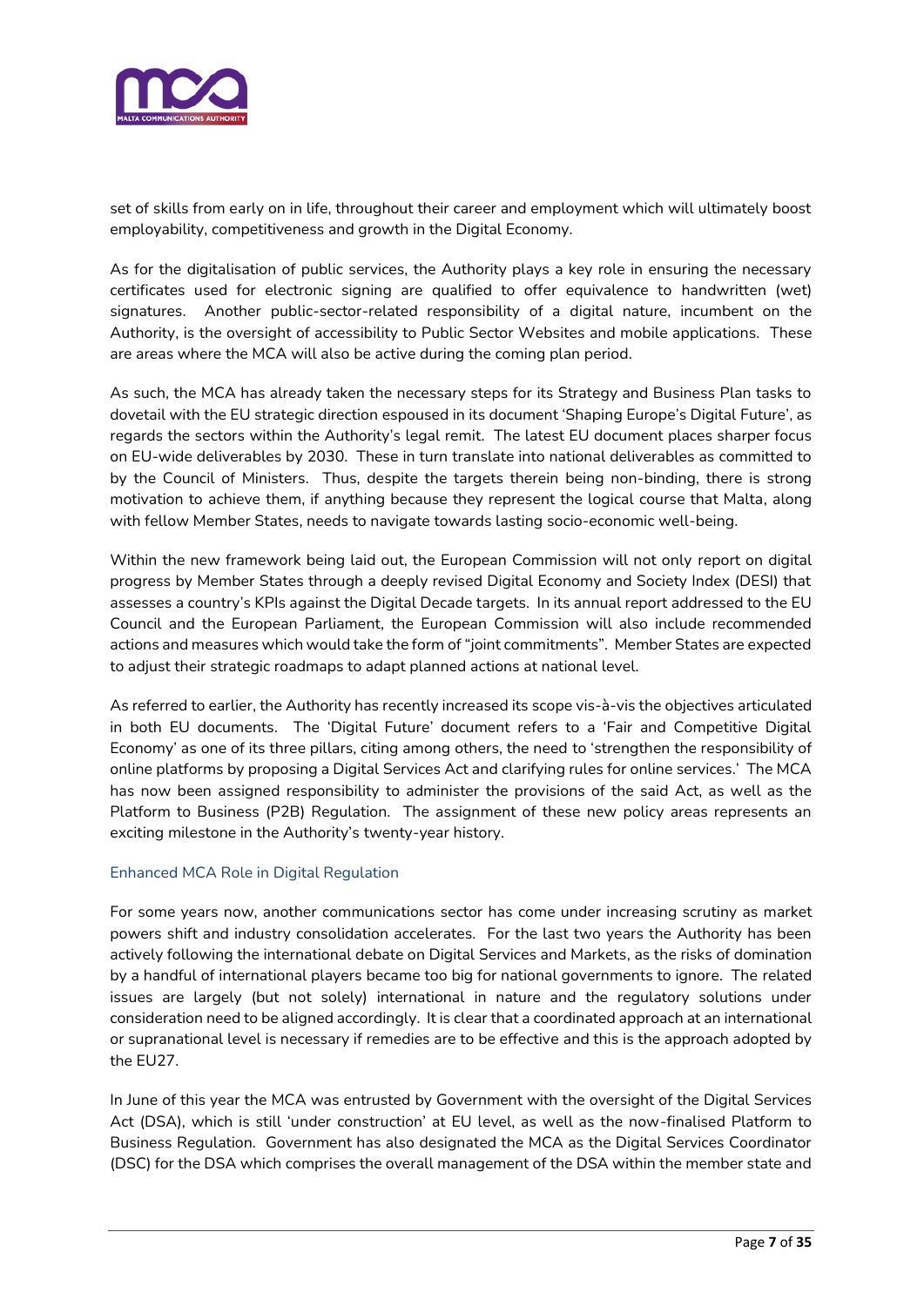set of skills from early on in life, throughout their career and employment which will ultimately boost employability, competitiveness and growth in the Digital Economy.

As for the digitalisation of public services, the Authority plays a key role in ensuring the necessary certificates used for electronic signing are qualified to offer equivalence to handwritten (wet) signatures. Another public-sector-related responsibility of a digital nature, incumbent on the Authority, is the oversight of accessibility to Public Sector Websites and mobile applications. These are areas where the MCA will also be active during the coming plan period.

As such, the MCA has already taken the necessary steps for its Strategy and Business Plan tasks to dovetail with the EU strategic direction espoused in its document 'Shaping Europe's Digital Future', as regards the sectors within the Authority's legal remit. The latest EU document places sharper focus on EU-wide deliverables by 2030. These in turn translate into national deliverables as committed to by the Council of Ministers. Thus, despite the targets therein being non-binding, there is strong motivation to achieve them, if anything because they represent the logical course that Malta, along with fellow Member States, needs to navigate towards lasting socio-economic well-being.

Within the new framework being laid out, the European Commission will not only report on digital progress by Member States through a deeply revised Digital Economy and Society Index (DESI) that assesses a country's KPIs against the Digital Decade targets. In its annual report addressed to the EU Council and the European Parliament, the European Commission will also include recommended actions and measures which would take the form of "joint commitments". Member States are expected to adjust their strategic roadmaps to adapt planned actions at national level.

As referred to earlier, the Authority has recently increased its scope vis-à-vis the objectives articulated in both EU documents. The 'Digital Future' document refers to a 'Fair and Competitive Digital Economy' as one of its three pillars, citing among others, the need to 'strengthen the responsibility of online platforms by proposing a Digital Services Act and clarifying rules for online services.' The MCA has now been assigned responsibility to administer the provisions of the said Act, as well as the Platform to Business (P2B) Regulation. The assignment of these new policy areas represents an exciting milestone in the Authority's twenty-year history.

### Enhanced MCA Role in Digital Regulation

For some years now, another communications sector has come under increasing scrutiny as market powers shift and industry consolidation accelerates. For the last two years the Authority has been actively following the international debate on Digital Services and Markets, as the risks of domination by a handful of international players became too big for national governments to ignore. The related issues are largely (but not solely) international in nature and the regulatory solutions under consideration need to be aligned accordingly. It is clear that a coordinated approach at an international or supranational level is necessary if remedies are to be effective and this is the approach adopted by the EU27.

In June of this year the MCA was entrusted by Government with the oversight of the Digital Services Act (DSA), which is still 'under construction' at EU level, as well as the now-finalised Platform to Business Regulation. Government has also designated the MCA as the Digital Services Coordinator (DSC) for the DSA which comprises the overall management of the DSA within the member state and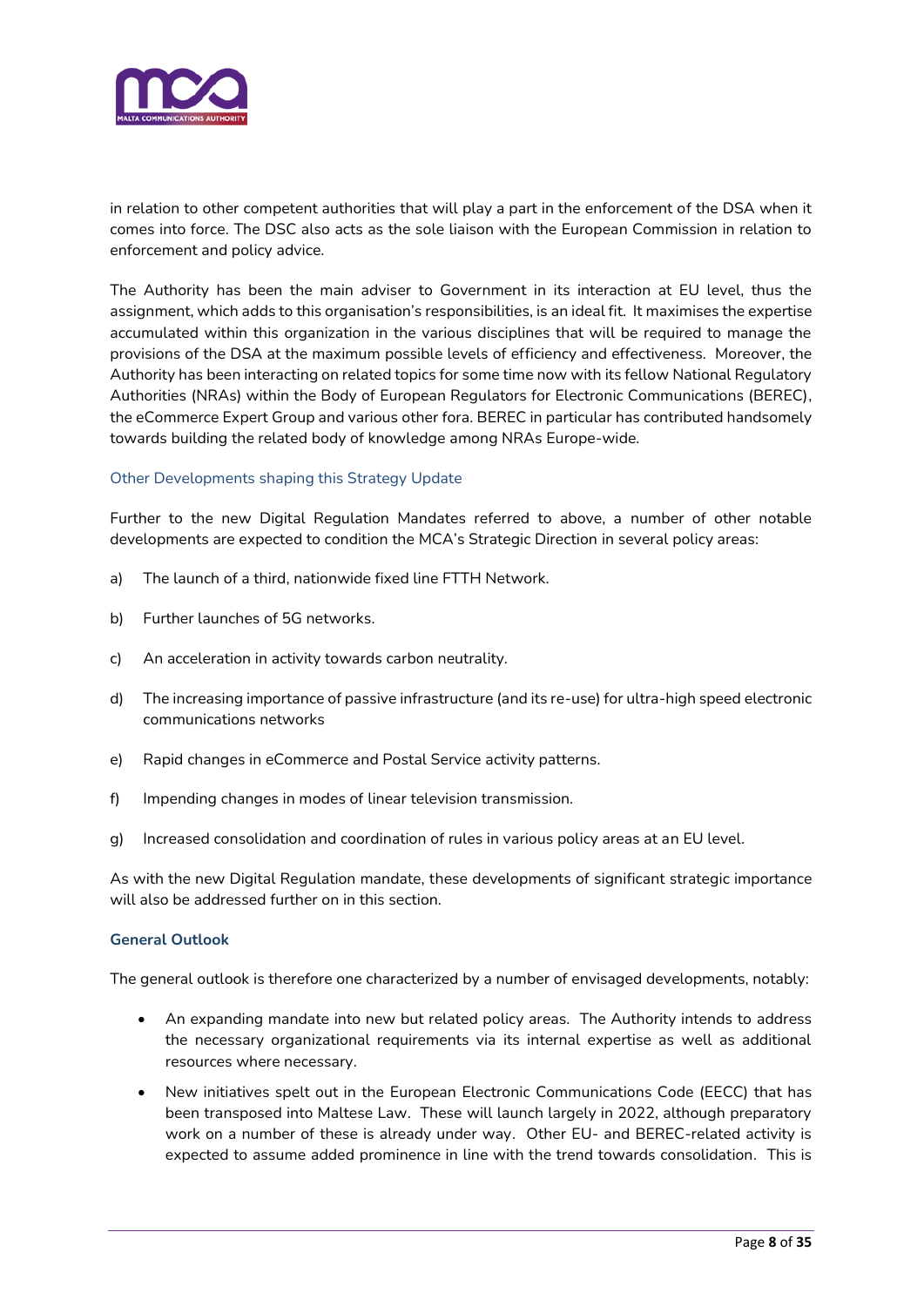in relation to other competent authorities that will play a part in the enforcement of the DSA when it comes into force. The DSC also acts as the sole liaison with the European Commission in relation to enforcement and policy advice.

The Authority has been the main adviser to Government in its interaction at EU level, thus the assignment, which adds to this organisation's responsibilities, is an ideal fit. It maximises the expertise accumulated within this organization in the various disciplines that will be required to manage the provisions of the DSA at the maximum possible levels of efficiency and effectiveness. Moreover, the Authority has been interacting on related topics for some time now with its fellow National Regulatory Authorities (NRAs) within the Body of European Regulators for Electronic Communications (BEREC), the eCommerce Expert Group and various other fora. BEREC in particular has contributed handsomely towards building the related body of knowledge among NRAs Europe-wide.

### Other Developments shaping this Strategy Update

Further to the new Digital Regulation Mandates referred to above, a number of other notable developments are expected to condition the MCA's Strategic Direction in several policy areas:

a) The launch of a third, nationwide fixed line FTTH Network.

b) Further launches of 5G networks.

c) An acceleration in activity towards carbon neutrality.

d) The increasing importance of passive infrastructure (and its re-use) for ultra-high speed electronic communications networks

e) Rapid changes in eCommerce and Postal Service activity patterns.

f) Impending changes in modes of linear television transmission.

g) Increased consolidation and coordination of rules in various policy areas at an EU level.

As with the new Digital Regulation mandate, these developments of significant strategic importance will also be addressed further on in this section.

### General Outlook

The general outlook is therefore one characterized by a number of envisaged developments, notably:

- An expanding mandate into new but related policy areas. The Authority intends to address the necessary organizational requirements via its internal expertise as well as additional resources where necessary.
- New initiatives spelt out in the European Electronic Communications Code (EECC) that has been transposed into Maltese Law. These will launch largely in 2022, although preparatory work on a number of these is already under way. Other EU- and BEREC-related activity is expected to assume added prominence in line with the trend towards consolidation. This is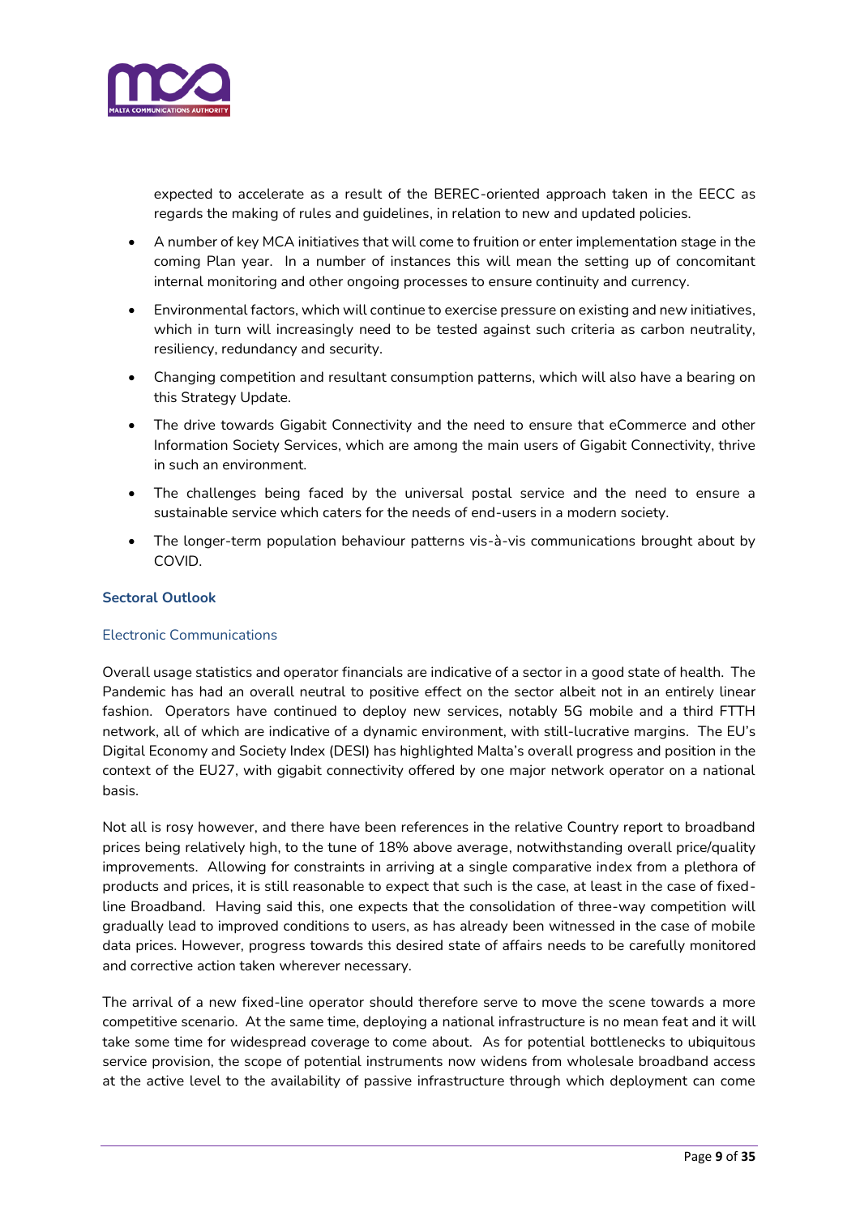expected to accelerate as a result of the BEREC-oriented approach taken in the EECC as regards the making of rules and guidelines, in relation to new and updated policies.

- A number of key MCA initiatives that will come to fruition or enter implementation stage in the coming Plan year. In a number of instances this will mean the setting up of concomitant internal monitoring and other ongoing processes to ensure continuity and currency.
- Environmental factors, which will continue to exercise pressure on existing and new initiatives, which in turn will increasingly need to be tested against such criteria as carbon neutrality, resiliency, redundancy and security.
- Changing competition and resultant consumption patterns, which will also have a bearing on this Strategy Update.
- The drive towards Gigabit Connectivity and the need to ensure that eCommerce and other Information Society Services, which are among the main users of Gigabit Connectivity, thrive in such an environment.
- The challenges being faced by the universal postal service and the need to ensure a sustainable service which caters for the needs of end-users in a modern society.
- The longer-term population behaviour patterns vis-à-vis communications brought about by COVID.

## Sectoral Outlook

### Electronic Communications

Overall usage statistics and operator financials are indicative of a sector in a good state of health. The Pandemic has had an overall neutral to positive effect on the sector albeit not in an entirely linear fashion. Operators have continued to deploy new services, notably 5G mobile and a third FTTH network, all of which are indicative of a dynamic environment, with still-lucrative margins. The EU's Digital Economy and Society Index (DESI) has highlighted Malta's overall progress and position in the context of the EU27, with gigabit connectivity offered by one major network operator on a national basis.

Not all is rosy however, and there have been references in the relative Country report to broadband prices being relatively high, to the tune of 18% above average, notwithstanding overall price/quality improvements. Allowing for constraints in arriving at a single comparative index from a plethora of products and prices, it is still reasonable to expect that such is the case, at least in the case of fixed-line Broadband. Having said this, one expects that the consolidation of three-way competition will gradually lead to improved conditions to users, as has already been witnessed in the case of mobile data prices. However, progress towards this desired state of affairs needs to be carefully monitored and corrective action taken wherever necessary.

The arrival of a new fixed-line operator should therefore serve to move the scene towards a more competitive scenario. At the same time, deploying a national infrastructure is no mean feat and it will take some time for widespread coverage to come about. As for potential bottlenecks to ubiquitous service provision, the scope of potential instruments now widens from wholesale broadband access at the active level to the availability of passive infrastructure through which deployment can come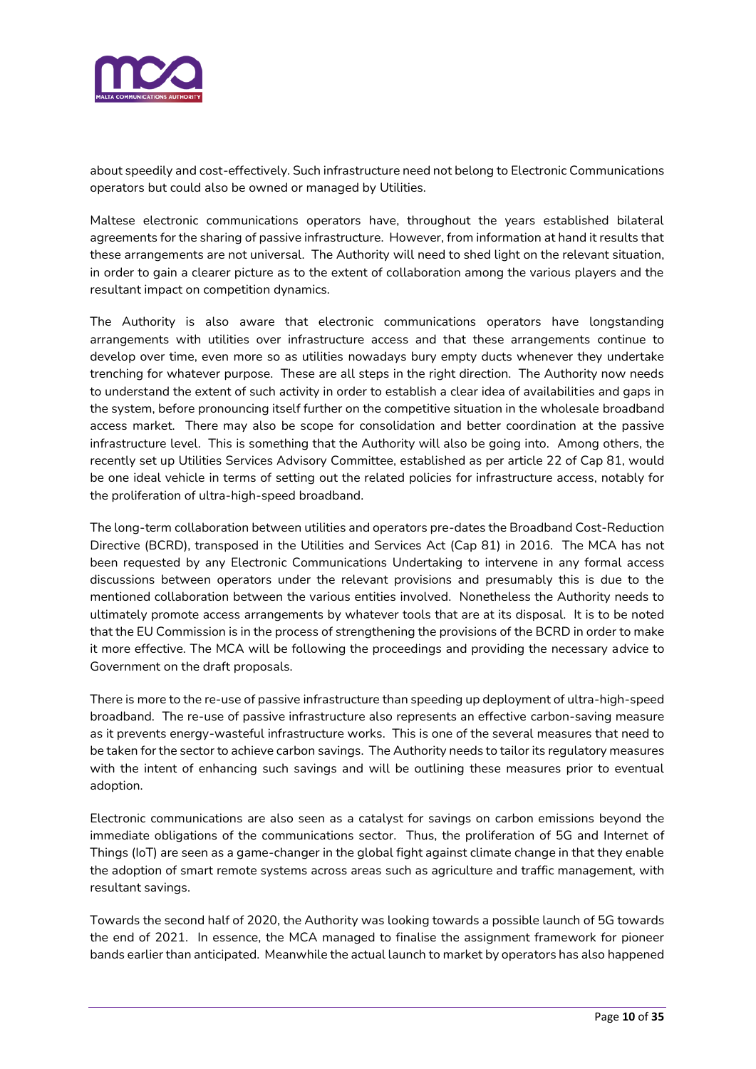about speedily and cost-effectively. Such infrastructure need not belong to Electronic Communications operators but could also be owned or managed by Utilities.

Maltese electronic communications operators have, throughout the years established bilateral agreements for the sharing of passive infrastructure. However, from information at hand it results that these arrangements are not universal. The Authority will need to shed light on the relevant situation, in order to gain a clearer picture as to the extent of collaboration among the various players and the resultant impact on competition dynamics.

The Authority is also aware that electronic communications operators have longstanding arrangements with utilities over infrastructure access and that these arrangements continue to develop over time, even more so as utilities nowadays bury empty ducts whenever they undertake trenching for whatever purpose. These are all steps in the right direction. The Authority now needs to understand the extent of such activity in order to establish a clear idea of availabilities and gaps in the system, before pronouncing itself further on the competitive situation in the wholesale broadband access market. There may also be scope for consolidation and better coordination at the passive infrastructure level. This is something that the Authority will also be going into. Among others, the recently set up Utilities Services Advisory Committee, established as per article 22 of Cap 81, would be one ideal vehicle in terms of setting out the related policies for infrastructure access, notably for the proliferation of ultra-high-speed broadband.

The long-term collaboration between utilities and operators pre-dates the Broadband Cost-Reduction Directive (BCRD), transposed in the Utilities and Services Act (Cap 81) in 2016. The MCA has not been requested by any Electronic Communications Undertaking to intervene in any formal access discussions between operators under the relevant provisions and presumably this is due to the mentioned collaboration between the various entities involved. Nonetheless the Authority needs to ultimately promote access arrangements by whatever tools that are at its disposal. It is to be noted that the EU Commission is in the process of strengthening the provisions of the BCRD in order to make it more effective. The MCA will be following the proceedings and providing the necessary advice to Government on the draft proposals.

There is more to the re-use of passive infrastructure than speeding up deployment of ultra-high-speed broadband. The re-use of passive infrastructure also represents an effective carbon-saving measure as it prevents energy-wasteful infrastructure works. This is one of the several measures that need to be taken for the sector to achieve carbon savings. The Authority needs to tailor its regulatory measures with the intent of enhancing such savings and will be outlining these measures prior to eventual adoption.

Electronic communications are also seen as a catalyst for savings on carbon emissions beyond the immediate obligations of the communications sector. Thus, the proliferation of 5G and Internet of Things (IoT) are seen as a game-changer in the global fight against climate change in that they enable the adoption of smart remote systems across areas such as agriculture and traffic management, with resultant savings.

Towards the second half of 2020, the Authority was looking towards a possible launch of 5G towards the end of 2021. In essence, the MCA managed to finalise the assignment framework for pioneer bands earlier than anticipated. Meanwhile the actual launch to market by operators has also happened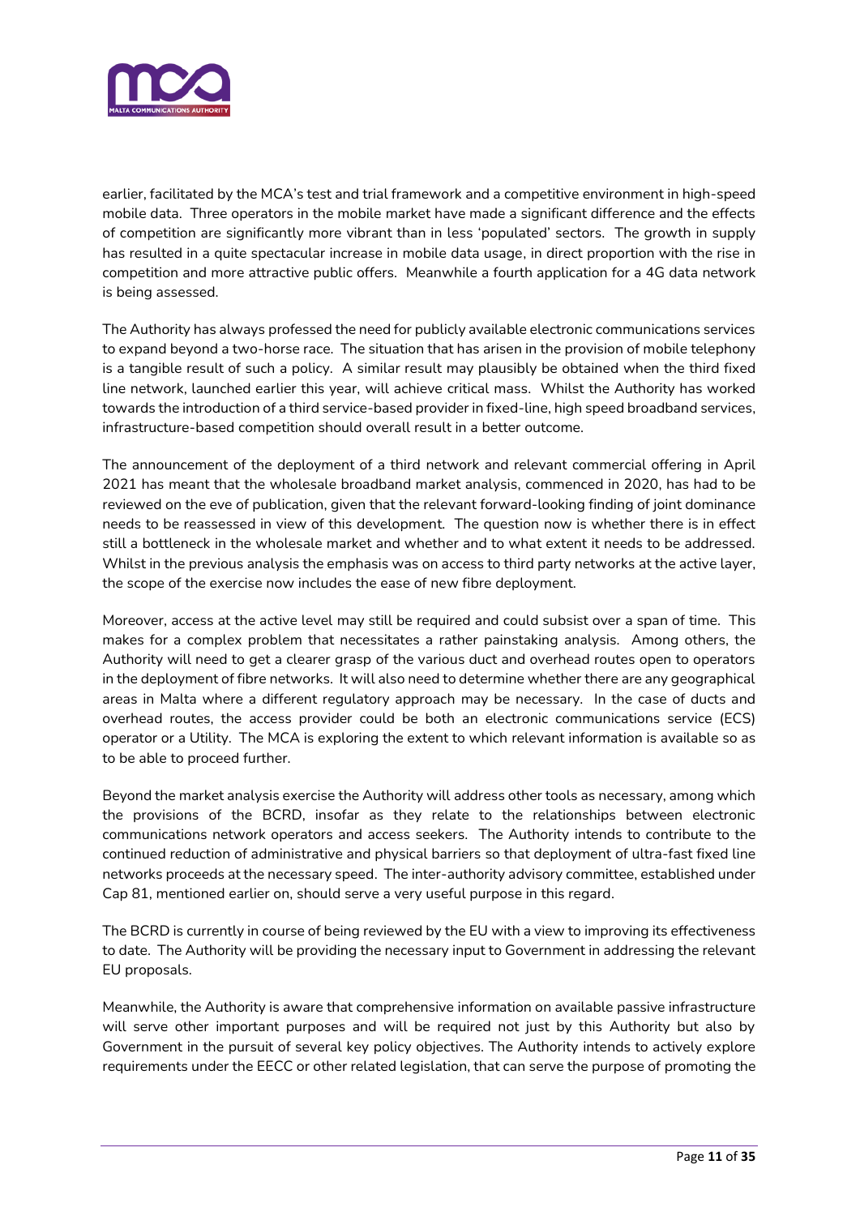earlier, facilitated by the MCA's test and trial framework and a competitive environment in high-speed mobile data. Three operators in the mobile market have made a significant difference and the effects of competition are significantly more vibrant than in less 'populated' sectors. The growth in supply has resulted in a quite spectacular increase in mobile data usage, in direct proportion with the rise in competition and more attractive public offers. Meanwhile a fourth application for a 4G data network is being assessed.

The Authority has always professed the need for publicly available electronic communications services to expand beyond a two-horse race. The situation that has arisen in the provision of mobile telephony is a tangible result of such a policy. A similar result may plausibly be obtained when the third fixed line network, launched earlier this year, will achieve critical mass. Whilst the Authority has worked towards the introduction of a third service-based provider in fixed-line, high speed broadband services, infrastructure-based competition should overall result in a better outcome.

The announcement of the deployment of a third network and relevant commercial offering in April 2021 has meant that the wholesale broadband market analysis, commenced in 2020, has had to be reviewed on the eve of publication, given that the relevant forward-looking finding of joint dominance needs to be reassessed in view of this development. The question now is whether there is in effect still a bottleneck in the wholesale market and whether and to what extent it needs to be addressed. Whilst in the previous analysis the emphasis was on access to third party networks at the active layer, the scope of the exercise now includes the ease of new fibre deployment.

Moreover, access at the active level may still be required and could subsist over a span of time. This makes for a complex problem that necessitates a rather painstaking analysis. Among others, the Authority will need to get a clearer grasp of the various duct and overhead routes open to operators in the deployment of fibre networks. It will also need to determine whether there are any geographical areas in Malta where a different regulatory approach may be necessary. In the case of ducts and overhead routes, the access provider could be both an electronic communications service (ECS) operator or a Utility. The MCA is exploring the extent to which relevant information is available so as to be able to proceed further.

Beyond the market analysis exercise the Authority will address other tools as necessary, among which the provisions of the BCRD, insofar as they relate to the relationships between electronic communications network operators and access seekers. The Authority intends to contribute to the continued reduction of administrative and physical barriers so that deployment of ultra-fast fixed line networks proceeds at the necessary speed. The inter-authority advisory committee, established under Cap 81, mentioned earlier on, should serve a very useful purpose in this regard.

The BCRD is currently in course of being reviewed by the EU with a view to improving its effectiveness to date. The Authority will be providing the necessary input to Government in addressing the relevant EU proposals.

Meanwhile, the Authority is aware that comprehensive information on available passive infrastructure will serve other important purposes and will be required not just by this Authority but also by Government in the pursuit of several key policy objectives. The Authority intends to actively explore requirements under the EECC or other related legislation, that can serve the purpose of promoting the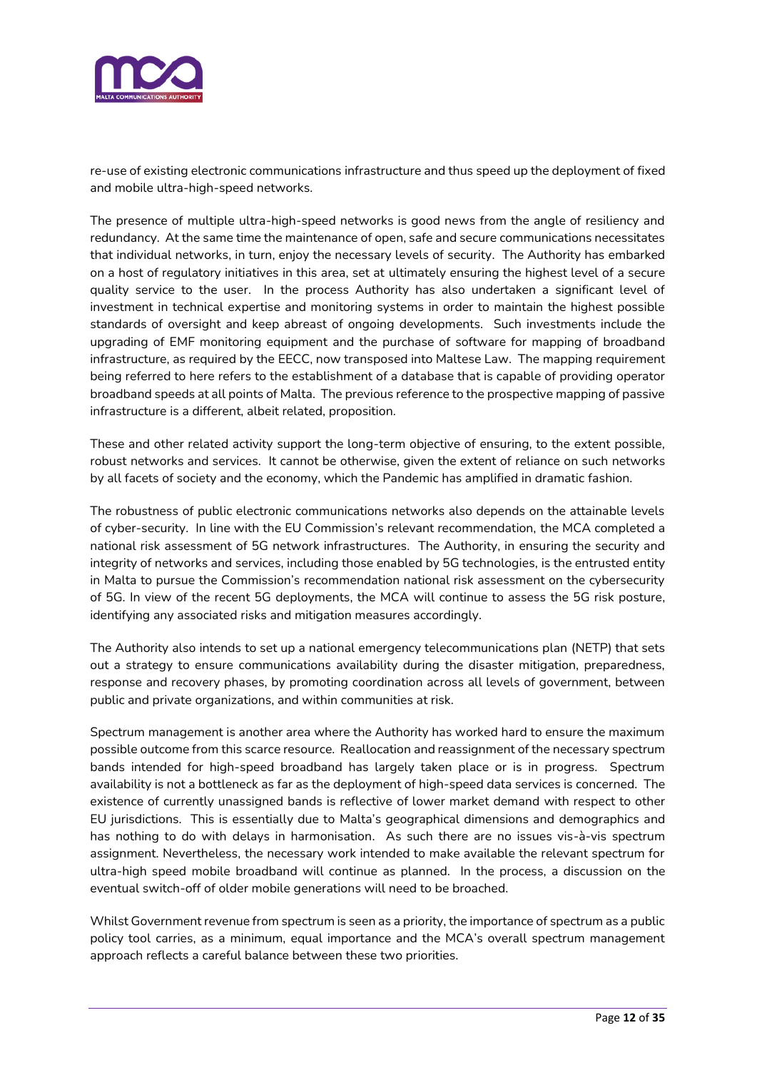re-use of existing electronic communications infrastructure and thus speed up the deployment of fixed and mobile ultra-high-speed networks.

The presence of multiple ultra-high-speed networks is good news from the angle of resiliency and redundancy. At the same time the maintenance of open, safe and secure communications necessitates that individual networks, in turn, enjoy the necessary levels of security. The Authority has embarked on a host of regulatory initiatives in this area, set at ultimately ensuring the highest level of a secure quality service to the user. In the process Authority has also undertaken a significant level of investment in technical expertise and monitoring systems in order to maintain the highest possible standards of oversight and keep abreast of ongoing developments. Such investments include the upgrading of EMF monitoring equipment and the purchase of software for mapping of broadband infrastructure, as required by the EECC, now transposed into Maltese Law. The mapping requirement being referred to here refers to the establishment of a database that is capable of providing operator broadband speeds at all points of Malta. The previous reference to the prospective mapping of passive infrastructure is a different, albeit related, proposition.

These and other related activity support the long-term objective of ensuring, to the extent possible, robust networks and services. It cannot be otherwise, given the extent of reliance on such networks by all facets of society and the economy, which the Pandemic has amplified in dramatic fashion.

The robustness of public electronic communications networks also depends on the attainable levels of cyber-security. In line with the EU Commission's relevant recommendation, the MCA completed a national risk assessment of 5G network infrastructures. The Authority, in ensuring the security and integrity of networks and services, including those enabled by 5G technologies, is the entrusted entity in Malta to pursue the Commission's recommendation national risk assessment on the cybersecurity of 5G. In view of the recent 5G deployments, the MCA will continue to assess the 5G risk posture, identifying any associated risks and mitigation measures accordingly.

The Authority also intends to set up a national emergency telecommunications plan (NETP) that sets out a strategy to ensure communications availability during the disaster mitigation, preparedness, response and recovery phases, by promoting coordination across all levels of government, between public and private organizations, and within communities at risk.

Spectrum management is another area where the Authority has worked hard to ensure the maximum possible outcome from this scarce resource. Reallocation and reassignment of the necessary spectrum bands intended for high-speed broadband has largely taken place or is in progress. Spectrum availability is not a bottleneck as far as the deployment of high-speed data services is concerned. The existence of currently unassigned bands is reflective of lower market demand with respect to other EU jurisdictions. This is essentially due to Malta's geographical dimensions and demographics and has nothing to do with delays in harmonisation. As such there are no issues vis-à-vis spectrum assignment. Nevertheless, the necessary work intended to make available the relevant spectrum for ultra-high speed mobile broadband will continue as planned. In the process, a discussion on the eventual switch-off of older mobile generations will need to be broached.

Whilst Government revenue from spectrum is seen as a priority, the importance of spectrum as a public policy tool carries, as a minimum, equal importance and the MCA's overall spectrum management approach reflects a careful balance between these two priorities.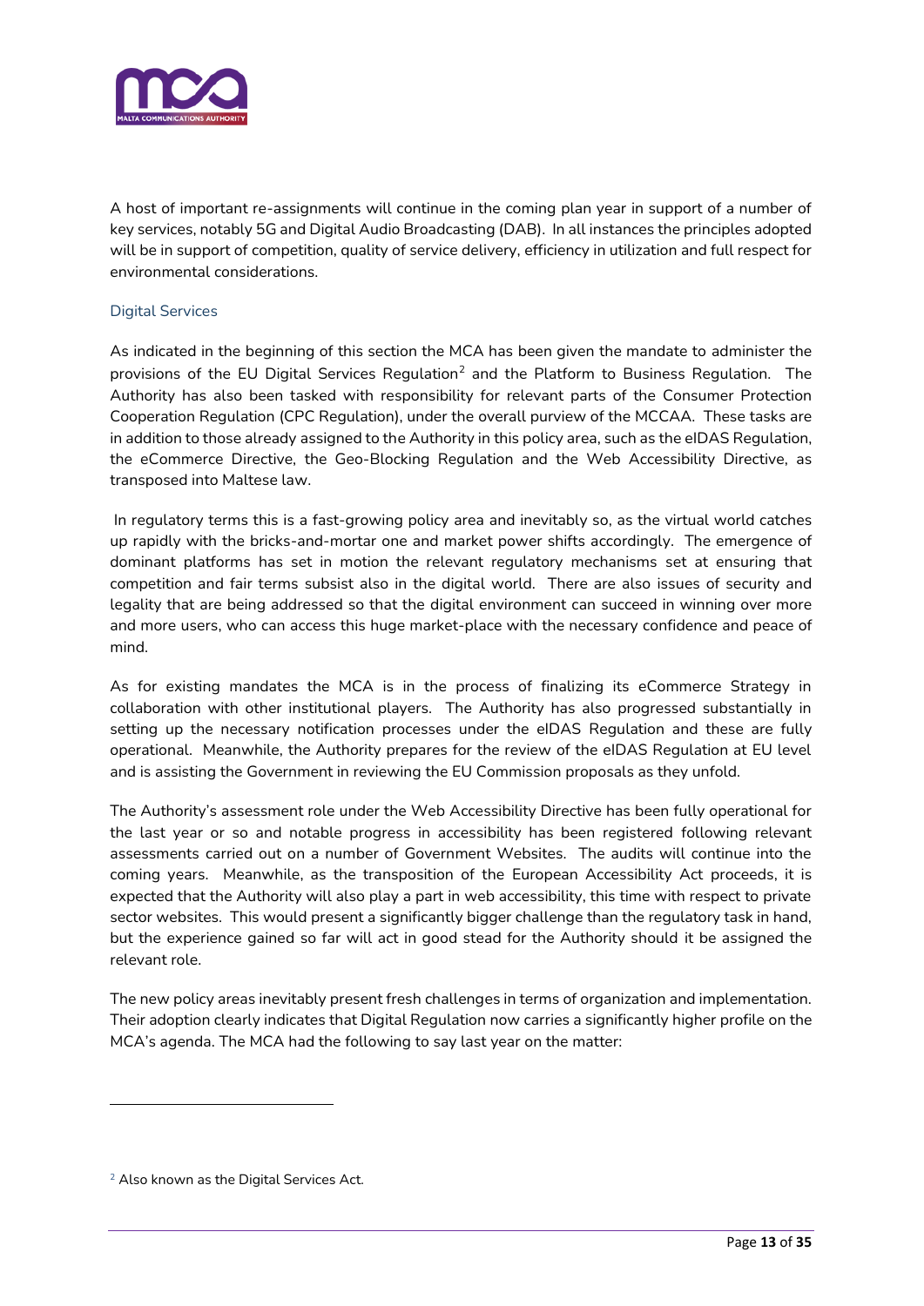A host of important re-assignments will continue in the coming plan year in support of a number of key services, notably 5G and Digital Audio Broadcasting (DAB). In all instances the principles adopted will be in support of competition, quality of service delivery, efficiency in utilization and full respect for environmental considerations.

### Digital Services

As indicated in the beginning of this section the MCA has been given the mandate to administer the provisions of the EU Digital Services Regulation[2] and the Platform to Business Regulation. The Authority has also been tasked with responsibility for relevant parts of the Consumer Protection Cooperation Regulation (CPC Regulation), under the overall purview of the MCCAA. These tasks are in addition to those already assigned to the Authority in this policy area, such as the eIDAS Regulation, the eCommerce Directive, the Geo-Blocking Regulation and the Web Accessibility Directive, as transposed into Maltese law.

In regulatory terms this is a fast-growing policy area and inevitably so, as the virtual world catches up rapidly with the bricks-and-mortar one and market power shifts accordingly. The emergence of dominant platforms has set in motion the relevant regulatory mechanisms set at ensuring that competition and fair terms subsist also in the digital world. There are also issues of security and legality that are being addressed so that the digital environment can succeed in winning over more and more users, who can access this huge market-place with the necessary confidence and peace of mind.

As for existing mandates the MCA is in the process of finalizing its eCommerce Strategy in collaboration with other institutional players. The Authority has also progressed substantially in setting up the necessary notification processes under the eIDAS Regulation and these are fully operational. Meanwhile, the Authority prepares for the review of the eIDAS Regulation at EU level and is assisting the Government in reviewing the EU Commission proposals as they unfold.

The Authority's assessment role under the Web Accessibility Directive has been fully operational for the last year or so and notable progress in accessibility has been registered following relevant assessments carried out on a number of Government Websites. The audits will continue into the coming years. Meanwhile, as the transposition of the European Accessibility Act proceeds, it is expected that the Authority will also play a part in web accessibility, this time with respect to private sector websites. This would present a significantly bigger challenge than the regulatory task in hand, but the experience gained so far will act in good stead for the Authority should it be assigned the relevant role.

The new policy areas inevitably present fresh challenges in terms of organization and implementation. Their adoption clearly indicates that Digital Regulation now carries a significantly higher profile on the MCA's agenda. The MCA had the following to say last year on the matter:

---

[2] Also known as the Digital Services Act.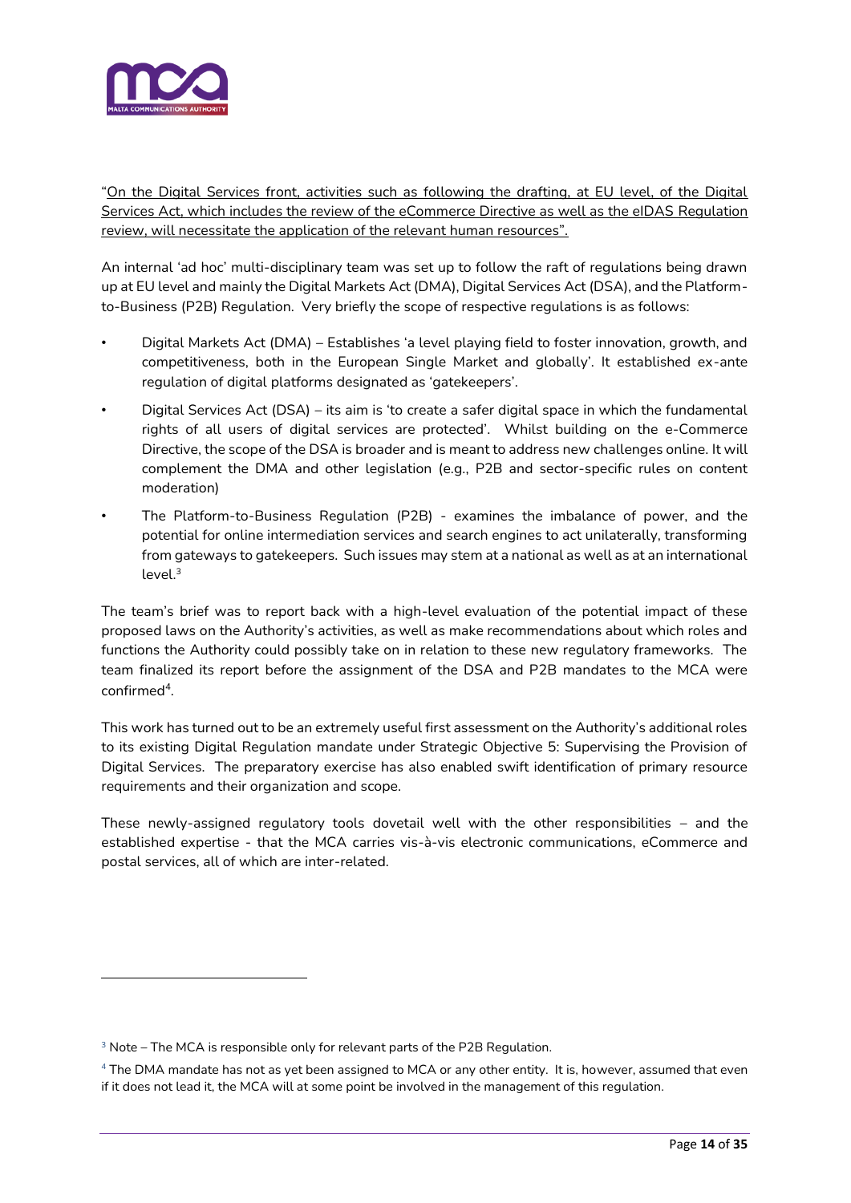"<u>On the Digital Services front, activities such as following the drafting, at EU level, of the Digital Services Act, which includes the review of the eCommerce Directive as well as the eIDAS Regulation review, will necessitate the application of the relevant human resources".</u>

An internal 'ad hoc' multi-disciplinary team was set up to follow the raft of regulations being drawn up at EU level and mainly the Digital Markets Act (DMA), Digital Services Act (DSA), and the Platform-to-Business (P2B) Regulation. Very briefly the scope of respective regulations is as follows:

- Digital Markets Act (DMA) – Establishes 'a level playing field to foster innovation, growth, and competitiveness, both in the European Single Market and globally'. It established ex-ante regulation of digital platforms designated as 'gatekeepers'.
- Digital Services Act (DSA) – its aim is 'to create a safer digital space in which the fundamental rights of all users of digital services are protected'. Whilst building on the e-Commerce Directive, the scope of the DSA is broader and is meant to address new challenges online. It will complement the DMA and other legislation (e.g., P2B and sector-specific rules on content moderation)
- The Platform-to-Business Regulation (P2B) - examines the imbalance of power, and the potential for online intermediation services and search engines to act unilaterally, transforming from gateways to gatekeepers. Such issues may stem at a national as well as at an international level.[3]

The team's brief was to report back with a high-level evaluation of the potential impact of these proposed laws on the Authority's activities, as well as make recommendations about which roles and functions the Authority could possibly take on in relation to these new regulatory frameworks. The team finalized its report before the assignment of the DSA and P2B mandates to the MCA were confirmed[4].

This work has turned out to be an extremely useful first assessment on the Authority's additional roles to its existing Digital Regulation mandate under Strategic Objective 5: Supervising the Provision of Digital Services. The preparatory exercise has also enabled swift identification of primary resource requirements and their organization and scope.

These newly-assigned regulatory tools dovetail well with the other responsibilities – and the established expertise - that the MCA carries vis-à-vis electronic communications, eCommerce and postal services, all of which are inter-related.

---

[3] Note – The MCA is responsible only for relevant parts of the P2B Regulation.

[4] The DMA mandate has not as yet been assigned to MCA or any other entity. It is, however, assumed that even if it does not lead it, the MCA will at some point be involved in the management of this regulation.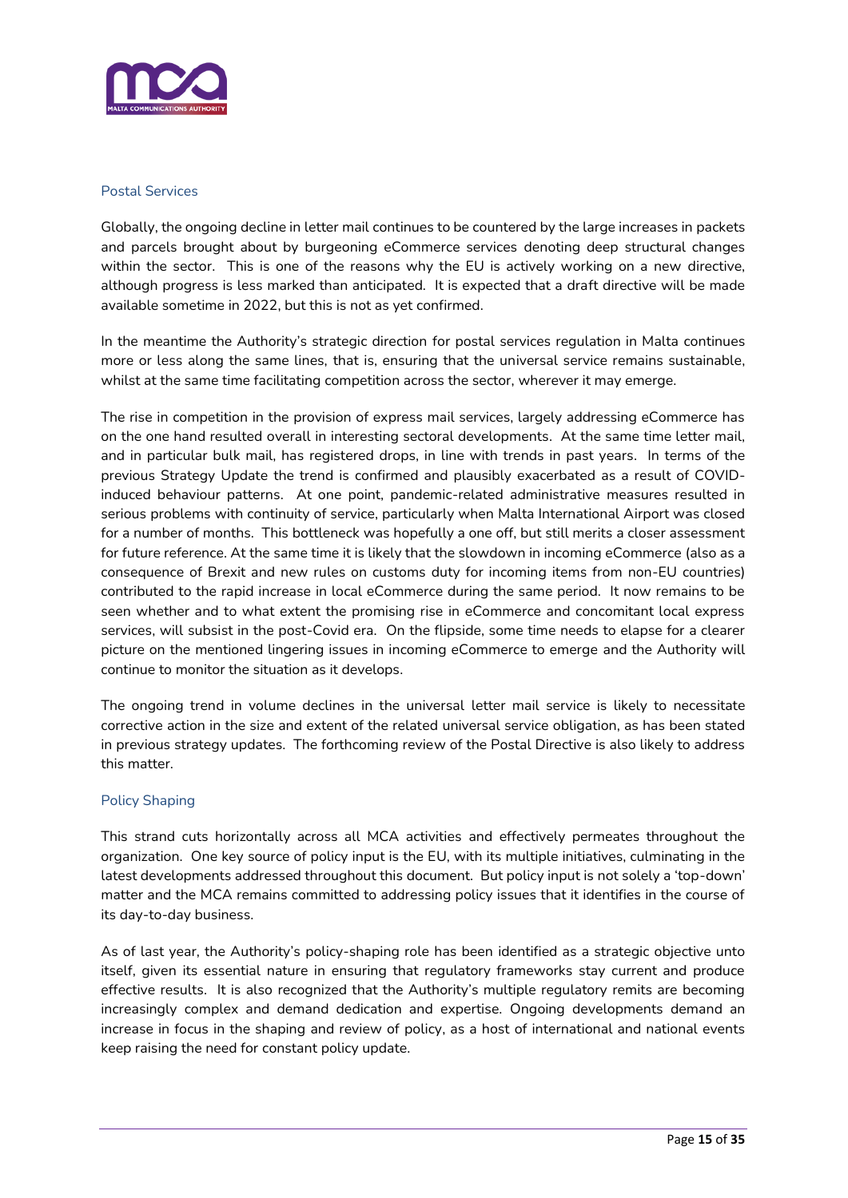## Postal Services

Globally, the ongoing decline in letter mail continues to be countered by the large increases in packets and parcels brought about by burgeoning eCommerce services denoting deep structural changes within the sector. This is one of the reasons why the EU is actively working on a new directive, although progress is less marked than anticipated. It is expected that a draft directive will be made available sometime in 2022, but this is not as yet confirmed.

In the meantime the Authority's strategic direction for postal services regulation in Malta continues more or less along the same lines, that is, ensuring that the universal service remains sustainable, whilst at the same time facilitating competition across the sector, wherever it may emerge.

The rise in competition in the provision of express mail services, largely addressing eCommerce has on the one hand resulted overall in interesting sectoral developments. At the same time letter mail, and in particular bulk mail, has registered drops, in line with trends in past years. In terms of the previous Strategy Update the trend is confirmed and plausibly exacerbated as a result of COVID-induced behaviour patterns. At one point, pandemic-related administrative measures resulted in serious problems with continuity of service, particularly when Malta International Airport was closed for a number of months. This bottleneck was hopefully a one off, but still merits a closer assessment for future reference. At the same time it is likely that the slowdown in incoming eCommerce (also as a consequence of Brexit and new rules on customs duty for incoming items from non-EU countries) contributed to the rapid increase in local eCommerce during the same period. It now remains to be seen whether and to what extent the promising rise in eCommerce and concomitant local express services, will subsist in the post-Covid era. On the flipside, some time needs to elapse for a clearer picture on the mentioned lingering issues in incoming eCommerce to emerge and the Authority will continue to monitor the situation as it develops.

The ongoing trend in volume declines in the universal letter mail service is likely to necessitate corrective action in the size and extent of the related universal service obligation, as has been stated in previous strategy updates. The forthcoming review of the Postal Directive is also likely to address this matter.

## Policy Shaping

This strand cuts horizontally across all MCA activities and effectively permeates throughout the organization. One key source of policy input is the EU, with its multiple initiatives, culminating in the latest developments addressed throughout this document. But policy input is not solely a 'top-down' matter and the MCA remains committed to addressing policy issues that it identifies in the course of its day-to-day business.

As of last year, the Authority's policy-shaping role has been identified as a strategic objective unto itself, given its essential nature in ensuring that regulatory frameworks stay current and produce effective results. It is also recognized that the Authority's multiple regulatory remits are becoming increasingly complex and demand dedication and expertise. Ongoing developments demand an increase in focus in the shaping and review of policy, as a host of international and national events keep raising the need for constant policy update.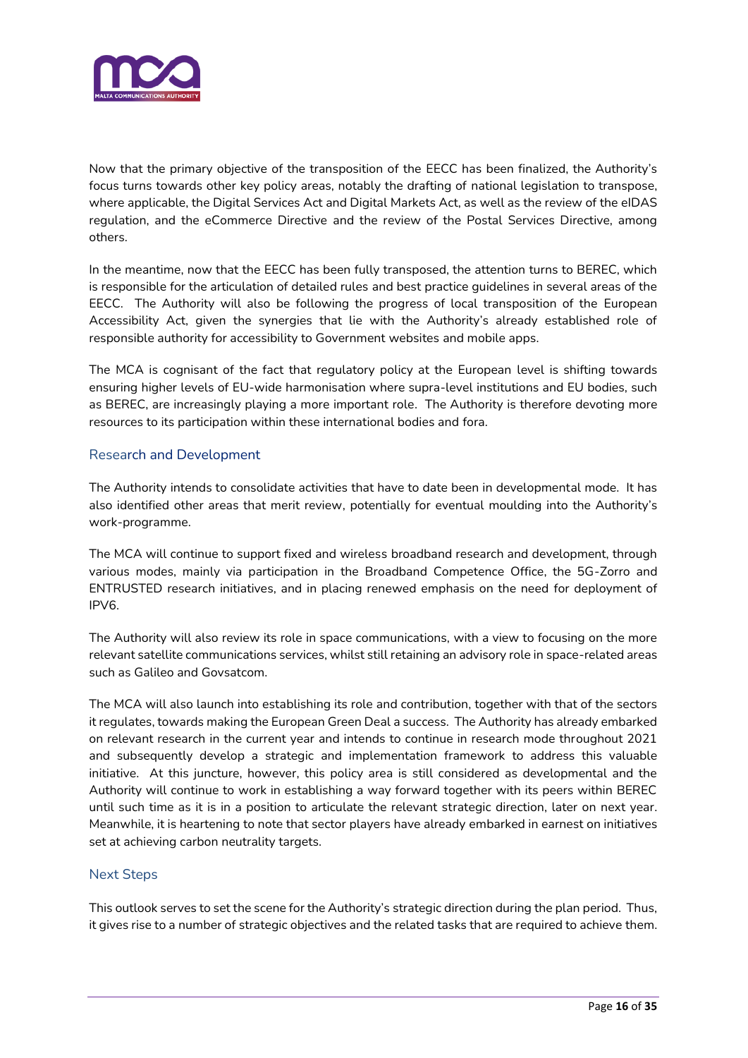Now that the primary objective of the transposition of the EECC has been finalized, the Authority's focus turns towards other key policy areas, notably the drafting of national legislation to transpose, where applicable, the Digital Services Act and Digital Markets Act, as well as the review of the eIDAS regulation, and the eCommerce Directive and the review of the Postal Services Directive, among others.

In the meantime, now that the EECC has been fully transposed, the attention turns to BEREC, which is responsible for the articulation of detailed rules and best practice guidelines in several areas of the EECC. The Authority will also be following the progress of local transposition of the European Accessibility Act, given the synergies that lie with the Authority's already established role of responsible authority for accessibility to Government websites and mobile apps.

The MCA is cognisant of the fact that regulatory policy at the European level is shifting towards ensuring higher levels of EU-wide harmonisation where supra-level institutions and EU bodies, such as BEREC, are increasingly playing a more important role. The Authority is therefore devoting more resources to its participation within these international bodies and fora.

## Research and Development

The Authority intends to consolidate activities that have to date been in developmental mode. It has also identified other areas that merit review, potentially for eventual moulding into the Authority's work-programme.

The MCA will continue to support fixed and wireless broadband research and development, through various modes, mainly via participation in the Broadband Competence Office, the 5G-Zorro and ENTRUSTED research initiatives, and in placing renewed emphasis on the need for deployment of IPV6.

The Authority will also review its role in space communications, with a view to focusing on the more relevant satellite communications services, whilst still retaining an advisory role in space-related areas such as Galileo and Govsatcom.

The MCA will also launch into establishing its role and contribution, together with that of the sectors it regulates, towards making the European Green Deal a success. The Authority has already embarked on relevant research in the current year and intends to continue in research mode throughout 2021 and subsequently develop a strategic and implementation framework to address this valuable initiative. At this juncture, however, this policy area is still considered as developmental and the Authority will continue to work in establishing a way forward together with its peers within BEREC until such time as it is in a position to articulate the relevant strategic direction, later on next year. Meanwhile, it is heartening to note that sector players have already embarked in earnest on initiatives set at achieving carbon neutrality targets.

## Next Steps

This outlook serves to set the scene for the Authority's strategic direction during the plan period. Thus, it gives rise to a number of strategic objectives and the related tasks that are required to achieve them.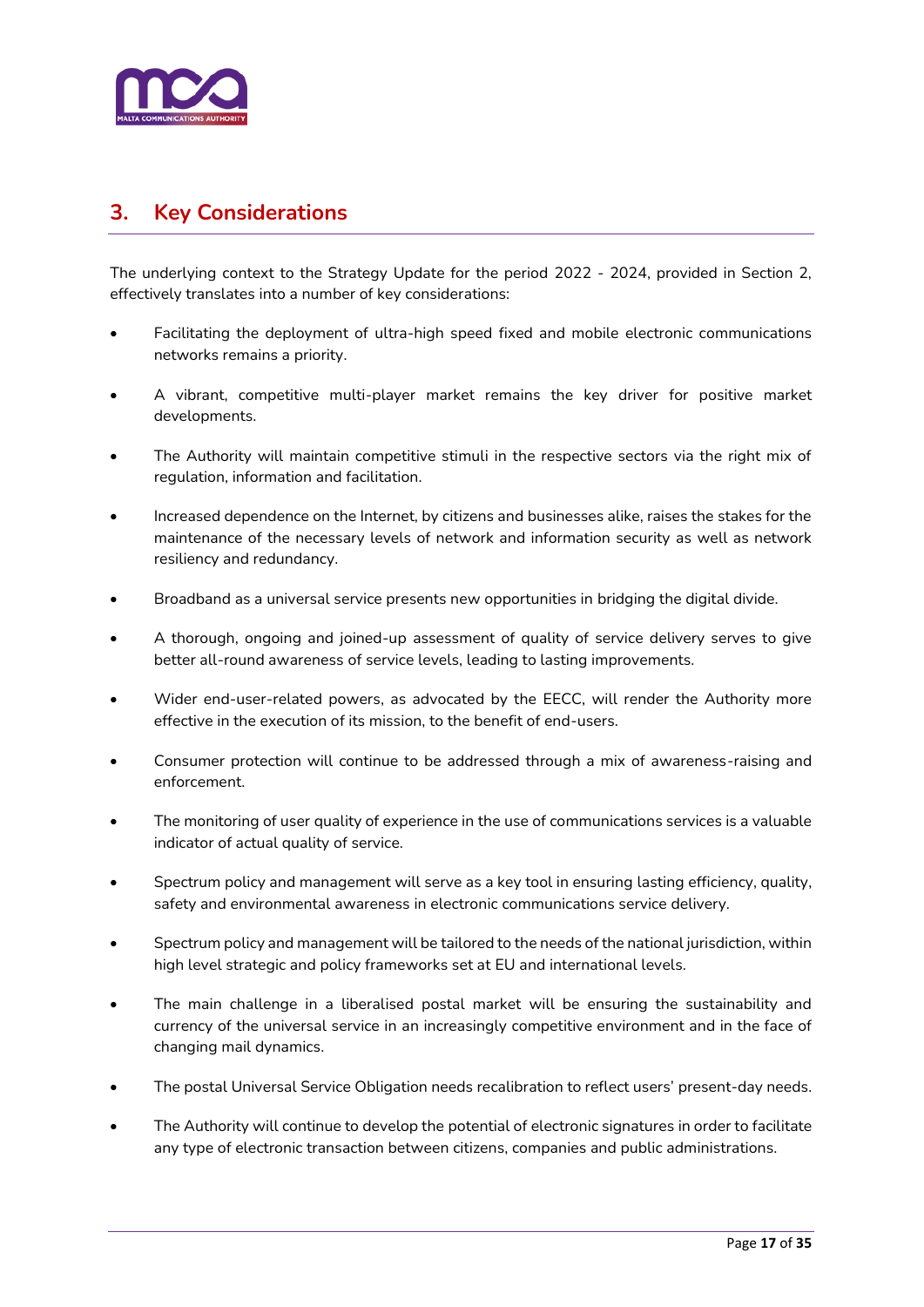## 3. Key Considerations

The underlying context to the Strategy Update for the period 2022 - 2024, provided in Section 2, effectively translates into a number of key considerations:

- Facilitating the deployment of ultra-high speed fixed and mobile electronic communications networks remains a priority.
- A vibrant, competitive multi-player market remains the key driver for positive market developments.
- The Authority will maintain competitive stimuli in the respective sectors via the right mix of regulation, information and facilitation.
- Increased dependence on the Internet, by citizens and businesses alike, raises the stakes for the maintenance of the necessary levels of network and information security as well as network resiliency and redundancy.
- Broadband as a universal service presents new opportunities in bridging the digital divide.
- A thorough, ongoing and joined-up assessment of quality of service delivery serves to give better all-round awareness of service levels, leading to lasting improvements.
- Wider end-user-related powers, as advocated by the EECC, will render the Authority more effective in the execution of its mission, to the benefit of end-users.
- Consumer protection will continue to be addressed through a mix of awareness-raising and enforcement.
- The monitoring of user quality of experience in the use of communications services is a valuable indicator of actual quality of service.
- Spectrum policy and management will serve as a key tool in ensuring lasting efficiency, quality, safety and environmental awareness in electronic communications service delivery.
- Spectrum policy and management will be tailored to the needs of the national jurisdiction, within high level strategic and policy frameworks set at EU and international levels.
- The main challenge in a liberalised postal market will be ensuring the sustainability and currency of the universal service in an increasingly competitive environment and in the face of changing mail dynamics.
- The postal Universal Service Obligation needs recalibration to reflect users' present-day needs.
- The Authority will continue to develop the potential of electronic signatures in order to facilitate any type of electronic transaction between citizens, companies and public administrations.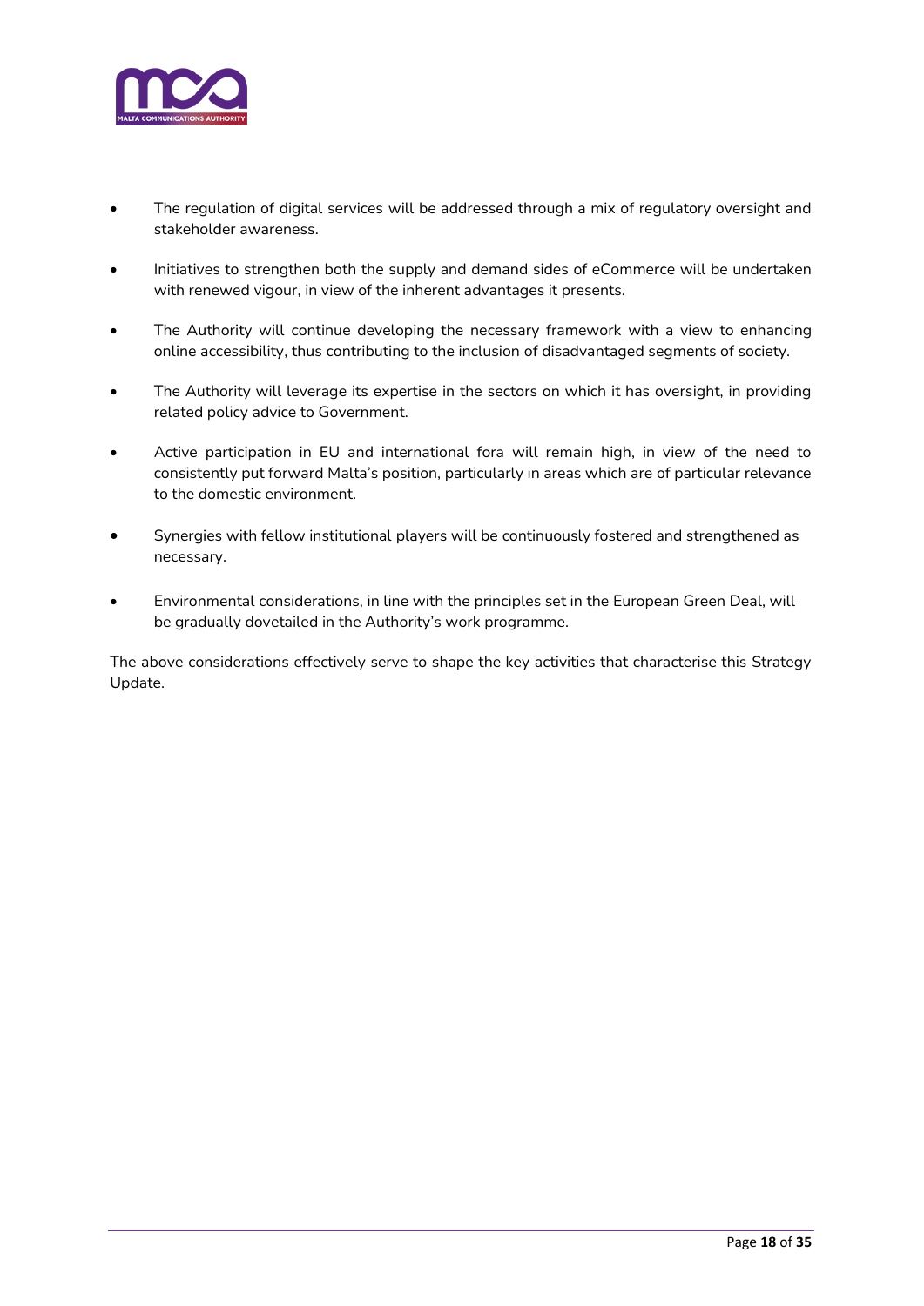- The regulation of digital services will be addressed through a mix of regulatory oversight and stakeholder awareness.

- Initiatives to strengthen both the supply and demand sides of eCommerce will be undertaken with renewed vigour, in view of the inherent advantages it presents.

- The Authority will continue developing the necessary framework with a view to enhancing online accessibility, thus contributing to the inclusion of disadvantaged segments of society.

- The Authority will leverage its expertise in the sectors on which it has oversight, in providing related policy advice to Government.

- Active participation in EU and international fora will remain high, in view of the need to consistently put forward Malta's position, particularly in areas which are of particular relevance to the domestic environment.

- Synergies with fellow institutional players will be continuously fostered and strengthened as necessary.

- Environmental considerations, in line with the principles set in the European Green Deal, will be gradually dovetailed in the Authority's work programme.

The above considerations effectively serve to shape the key activities that characterise this Strategy Update.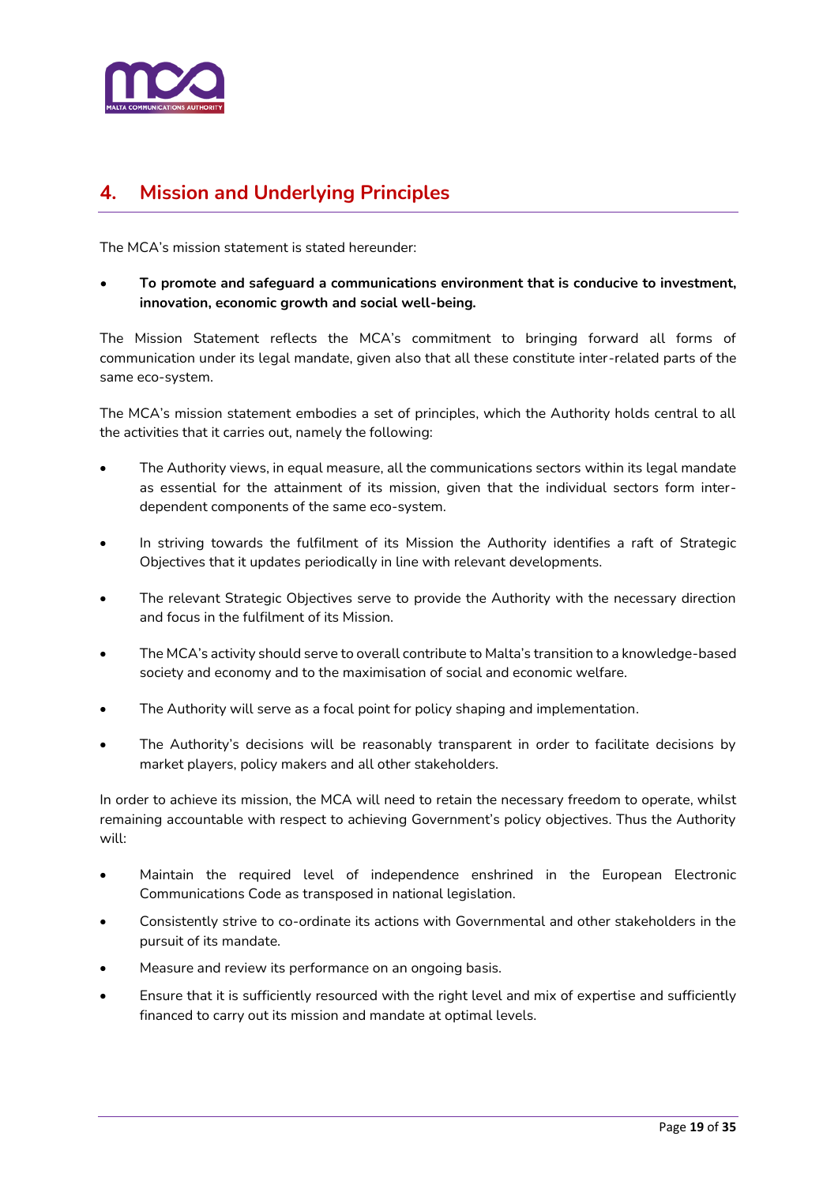## 4. Mission and Underlying Principles

The MCA's mission statement is stated hereunder:

- **To promote and safeguard a communications environment that is conducive to investment, innovation, economic growth and social well-being.**

The Mission Statement reflects the MCA's commitment to bringing forward all forms of communication under its legal mandate, given also that all these constitute inter-related parts of the same eco-system.

The MCA's mission statement embodies a set of principles, which the Authority holds central to all the activities that it carries out, namely the following:

- The Authority views, in equal measure, all the communications sectors within its legal mandate as essential for the attainment of its mission, given that the individual sectors form inter-dependent components of the same eco-system.
- In striving towards the fulfilment of its Mission the Authority identifies a raft of Strategic Objectives that it updates periodically in line with relevant developments.
- The relevant Strategic Objectives serve to provide the Authority with the necessary direction and focus in the fulfilment of its Mission.
- The MCA's activity should serve to overall contribute to Malta's transition to a knowledge-based society and economy and to the maximisation of social and economic welfare.
- The Authority will serve as a focal point for policy shaping and implementation.
- The Authority's decisions will be reasonably transparent in order to facilitate decisions by market players, policy makers and all other stakeholders.

In order to achieve its mission, the MCA will need to retain the necessary freedom to operate, whilst remaining accountable with respect to achieving Government's policy objectives. Thus the Authority will:

- Maintain the required level of independence enshrined in the European Electronic Communications Code as transposed in national legislation.
- Consistently strive to co-ordinate its actions with Governmental and other stakeholders in the pursuit of its mandate.
- Measure and review its performance on an ongoing basis.
- Ensure that it is sufficiently resourced with the right level and mix of expertise and sufficiently financed to carry out its mission and mandate at optimal levels.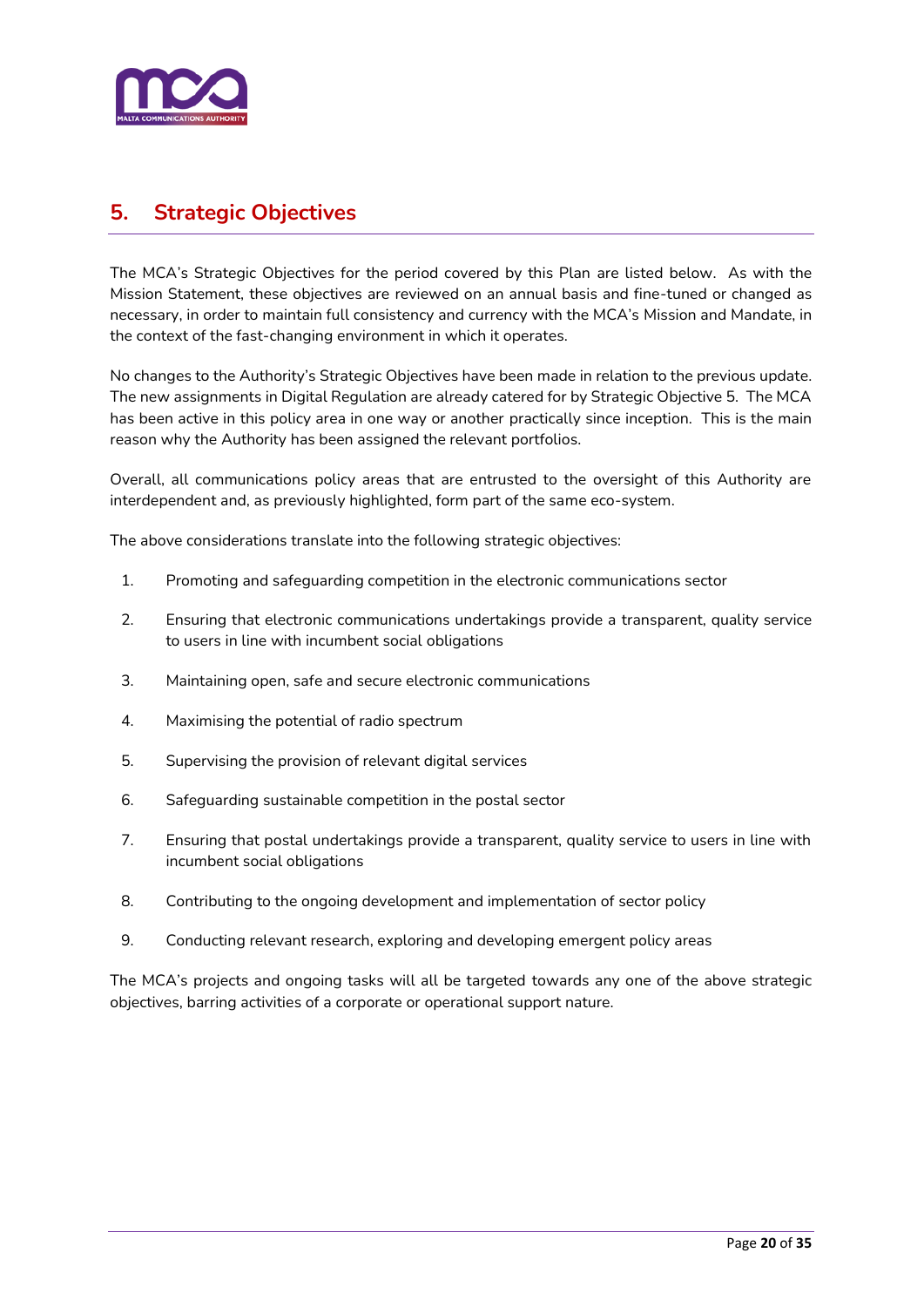## 5. Strategic Objectives

The MCA's Strategic Objectives for the period covered by this Plan are listed below. As with the Mission Statement, these objectives are reviewed on an annual basis and fine-tuned or changed as necessary, in order to maintain full consistency and currency with the MCA's Mission and Mandate, in the context of the fast-changing environment in which it operates.

No changes to the Authority's Strategic Objectives have been made in relation to the previous update. The new assignments in Digital Regulation are already catered for by Strategic Objective 5. The MCA has been active in this policy area in one way or another practically since inception. This is the main reason why the Authority has been assigned the relevant portfolios.

Overall, all communications policy areas that are entrusted to the oversight of this Authority are interdependent and, as previously highlighted, form part of the same eco-system.

The above considerations translate into the following strategic objectives:

1. Promoting and safeguarding competition in the electronic communications sector
2. Ensuring that electronic communications undertakings provide a transparent, quality service to users in line with incumbent social obligations
3. Maintaining open, safe and secure electronic communications
4. Maximising the potential of radio spectrum
5. Supervising the provision of relevant digital services
6. Safeguarding sustainable competition in the postal sector
7. Ensuring that postal undertakings provide a transparent, quality service to users in line with incumbent social obligations
8. Contributing to the ongoing development and implementation of sector policy
9. Conducting relevant research, exploring and developing emergent policy areas

The MCA's projects and ongoing tasks will all be targeted towards any one of the above strategic objectives, barring activities of a corporate or operational support nature.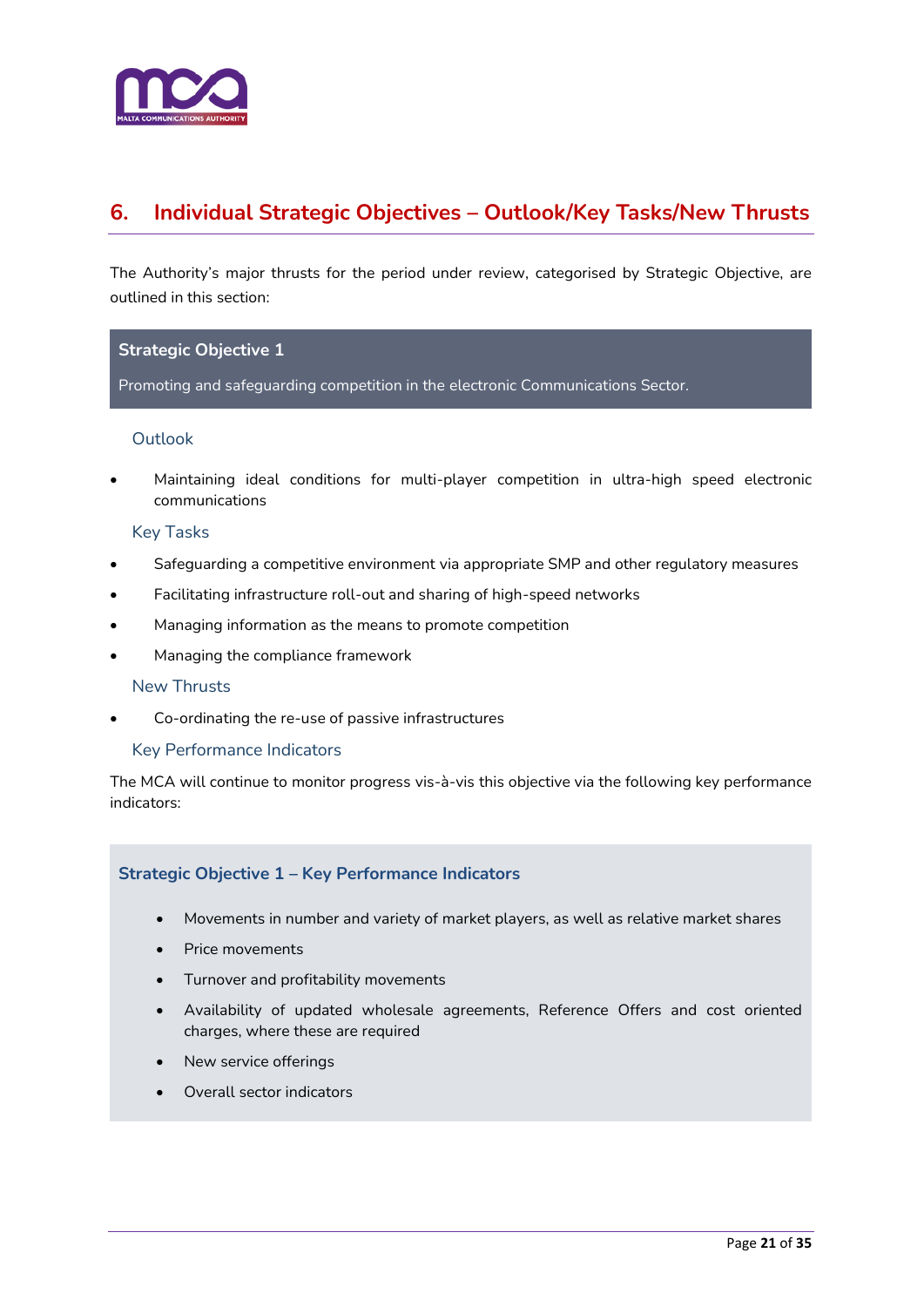## 6. Individual Strategic Objectives – Outlook/Key Tasks/New Thrusts

The Authority's major thrusts for the period under review, categorised by Strategic Objective, are outlined in this section:

**Strategic Objective 1**

Promoting and safeguarding competition in the electronic Communications Sector.

### Outlook

- Maintaining ideal conditions for multi-player competition in ultra-high speed electronic communications

### Key Tasks

- Safeguarding a competitive environment via appropriate SMP and other regulatory measures
- Facilitating infrastructure roll-out and sharing of high-speed networks
- Managing information as the means to promote competition
- Managing the compliance framework

### New Thrusts

- Co-ordinating the re-use of passive infrastructures

### Key Performance Indicators

The MCA will continue to monitor progress vis-à-vis this objective via the following key performance indicators:

**Strategic Objective 1 – Key Performance Indicators**

- Movements in number and variety of market players, as well as relative market shares
- Price movements
- Turnover and profitability movements
- Availability of updated wholesale agreements, Reference Offers and cost oriented charges, where these are required
- New service offerings
- Overall sector indicators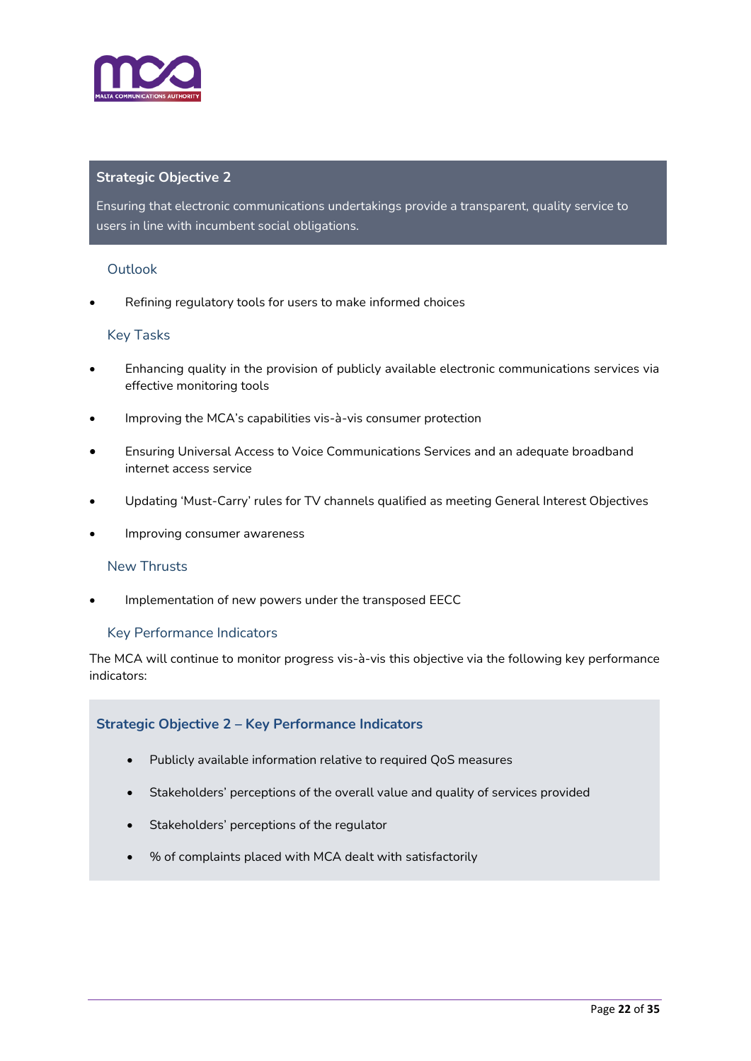## Strategic Objective 2

Ensuring that electronic communications undertakings provide a transparent, quality service to users in line with incumbent social obligations.

### Outlook

- Refining regulatory tools for users to make informed choices

### Key Tasks

- Enhancing quality in the provision of publicly available electronic communications services via effective monitoring tools
- Improving the MCA's capabilities vis-à-vis consumer protection
- Ensuring Universal Access to Voice Communications Services and an adequate broadband internet access service
- Updating 'Must-Carry' rules for TV channels qualified as meeting General Interest Objectives
- Improving consumer awareness

### New Thrusts

- Implementation of new powers under the transposed EECC

### Key Performance Indicators

The MCA will continue to monitor progress vis-à-vis this objective via the following key performance indicators:

**Strategic Objective 2 – Key Performance Indicators**

- Publicly available information relative to required QoS measures
- Stakeholders' perceptions of the overall value and quality of services provided
- Stakeholders' perceptions of the regulator
- % of complaints placed with MCA dealt with satisfactorily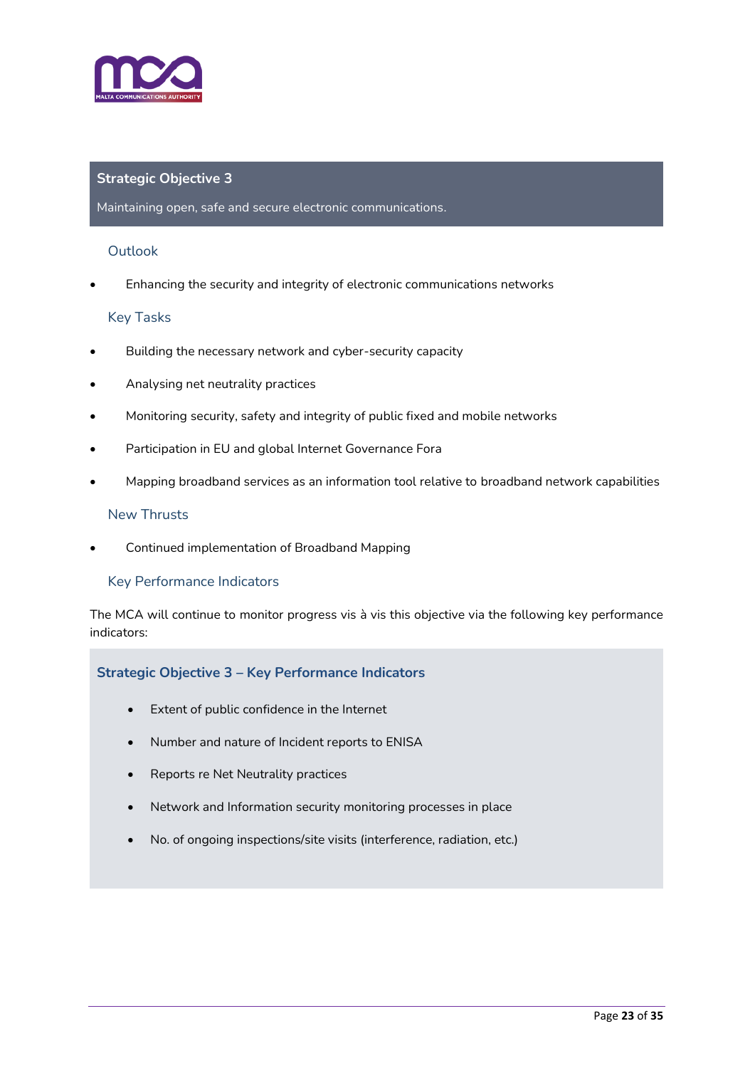## Strategic Objective 3

Maintaining open, safe and secure electronic communications.

### Outlook

- Enhancing the security and integrity of electronic communications networks

### Key Tasks

- Building the necessary network and cyber-security capacity
- Analysing net neutrality practices
- Monitoring security, safety and integrity of public fixed and mobile networks
- Participation in EU and global Internet Governance Fora
- Mapping broadband services as an information tool relative to broadband network capabilities

### New Thrusts

- Continued implementation of Broadband Mapping

### Key Performance Indicators

The MCA will continue to monitor progress vis à vis this objective via the following key performance indicators:

#### Strategic Objective 3 – Key Performance Indicators

- Extent of public confidence in the Internet
- Number and nature of Incident reports to ENISA
- Reports re Net Neutrality practices
- Network and Information security monitoring processes in place
- No. of ongoing inspections/site visits (interference, radiation, etc.)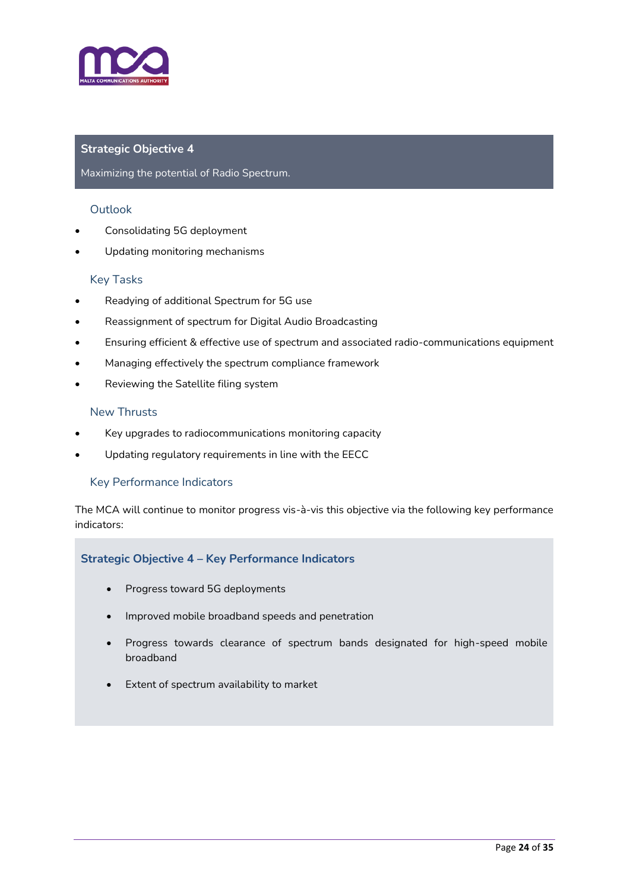## Strategic Objective 4

Maximizing the potential of Radio Spectrum.

### Outlook

- Consolidating 5G deployment
- Updating monitoring mechanisms

### Key Tasks

- Readying of additional Spectrum for 5G use
- Reassignment of spectrum for Digital Audio Broadcasting
- Ensuring efficient & effective use of spectrum and associated radio-communications equipment
- Managing effectively the spectrum compliance framework
- Reviewing the Satellite filing system

### New Thrusts

- Key upgrades to radiocommunications monitoring capacity
- Updating regulatory requirements in line with the EECC

### Key Performance Indicators

The MCA will continue to monitor progress vis-à-vis this objective via the following key performance indicators:

**Strategic Objective 4 – Key Performance Indicators**

- Progress toward 5G deployments
- Improved mobile broadband speeds and penetration
- Progress towards clearance of spectrum bands designated for high-speed mobile broadband
- Extent of spectrum availability to market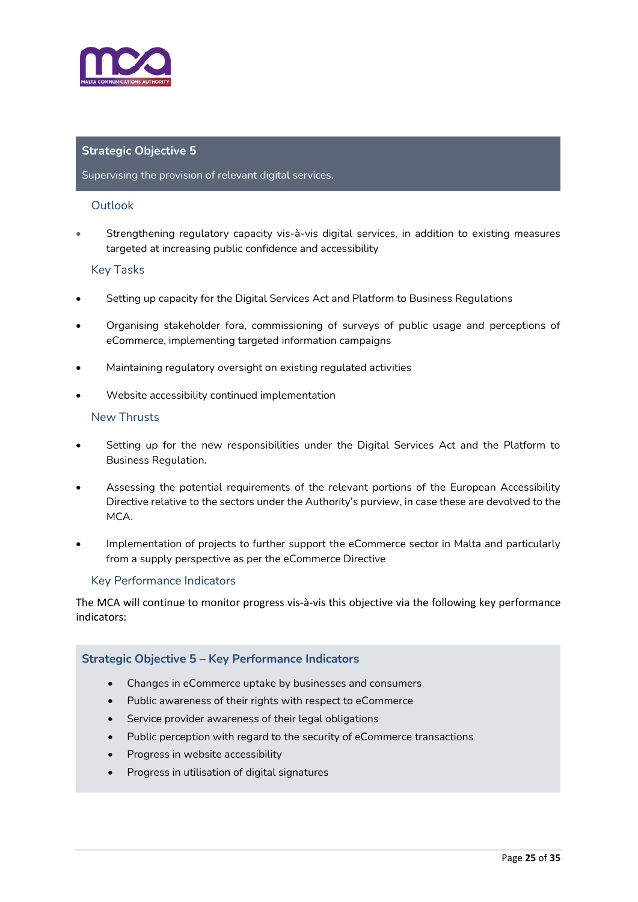## Strategic Objective 5

Supervising the provision of relevant digital services.

### Outlook

- Strengthening regulatory capacity vis-à-vis digital services, in addition to existing measures targeted at increasing public confidence and accessibility

### Key Tasks

- Setting up capacity for the Digital Services Act and Platform to Business Regulations
- Organising stakeholder fora, commissioning of surveys of public usage and perceptions of eCommerce, implementing targeted information campaigns
- Maintaining regulatory oversight on existing regulated activities
- Website accessibility continued implementation

### New Thrusts

- Setting up for the new responsibilities under the Digital Services Act and the Platform to Business Regulation.
- Assessing the potential requirements of the relevant portions of the European Accessibility Directive relative to the sectors under the Authority's purview, in case these are devolved to the MCA.
- Implementation of projects to further support the eCommerce sector in Malta and particularly from a supply perspective as per the eCommerce Directive

### Key Performance Indicators

The MCA will continue to monitor progress vis-à-vis this objective via the following key performance indicators:

**Strategic Objective 5 – Key Performance Indicators**

- Changes in eCommerce uptake by businesses and consumers
- Public awareness of their rights with respect to eCommerce
- Service provider awareness of their legal obligations
- Public perception with regard to the security of eCommerce transactions
- Progress in website accessibility
- Progress in utilisation of digital signatures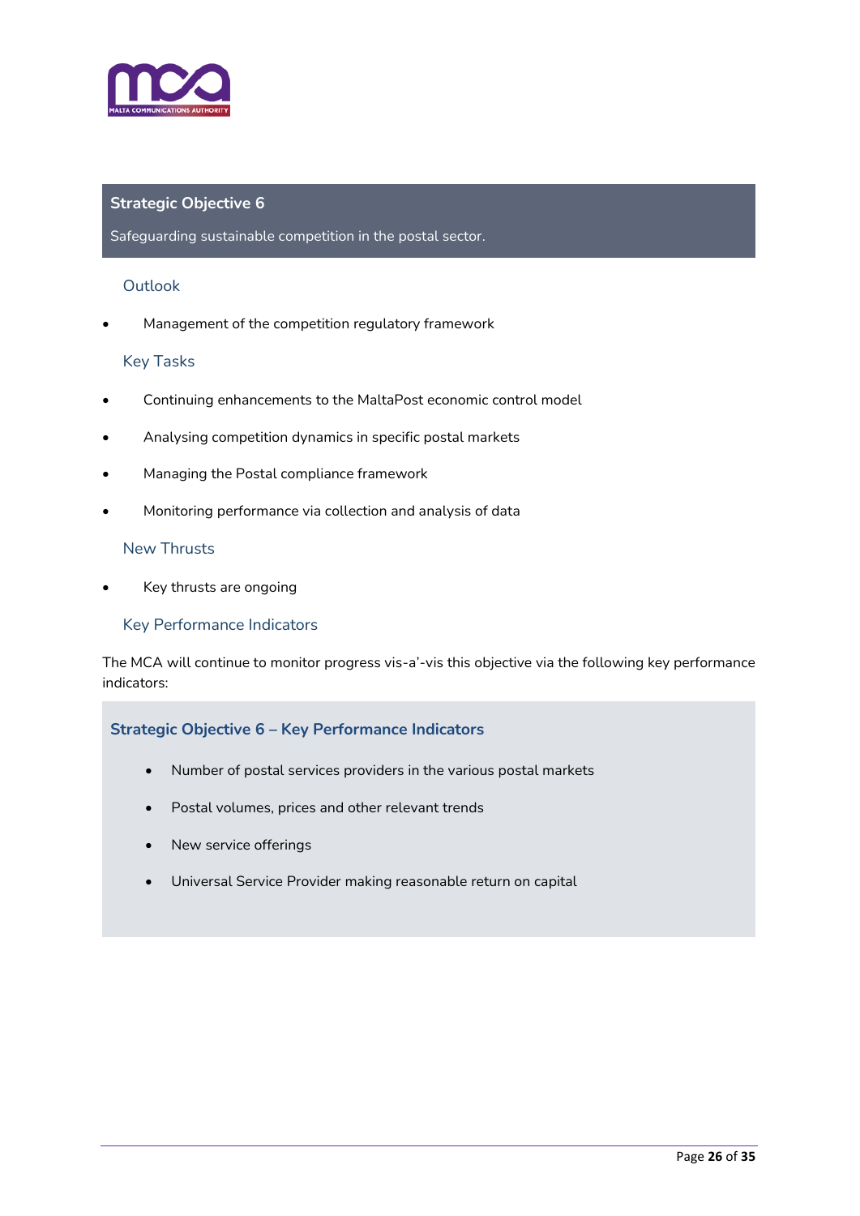## Strategic Objective 6

Safeguarding sustainable competition in the postal sector.

### Outlook

- Management of the competition regulatory framework

### Key Tasks

- Continuing enhancements to the MaltaPost economic control model
- Analysing competition dynamics in specific postal markets
- Managing the Postal compliance framework
- Monitoring performance via collection and analysis of data

### New Thrusts

- Key thrusts are ongoing

### Key Performance Indicators

The MCA will continue to monitor progress vis-a'-vis this objective via the following key performance indicators:

#### Strategic Objective 6 – Key Performance Indicators

- Number of postal services providers in the various postal markets
- Postal volumes, prices and other relevant trends
- New service offerings
- Universal Service Provider making reasonable return on capital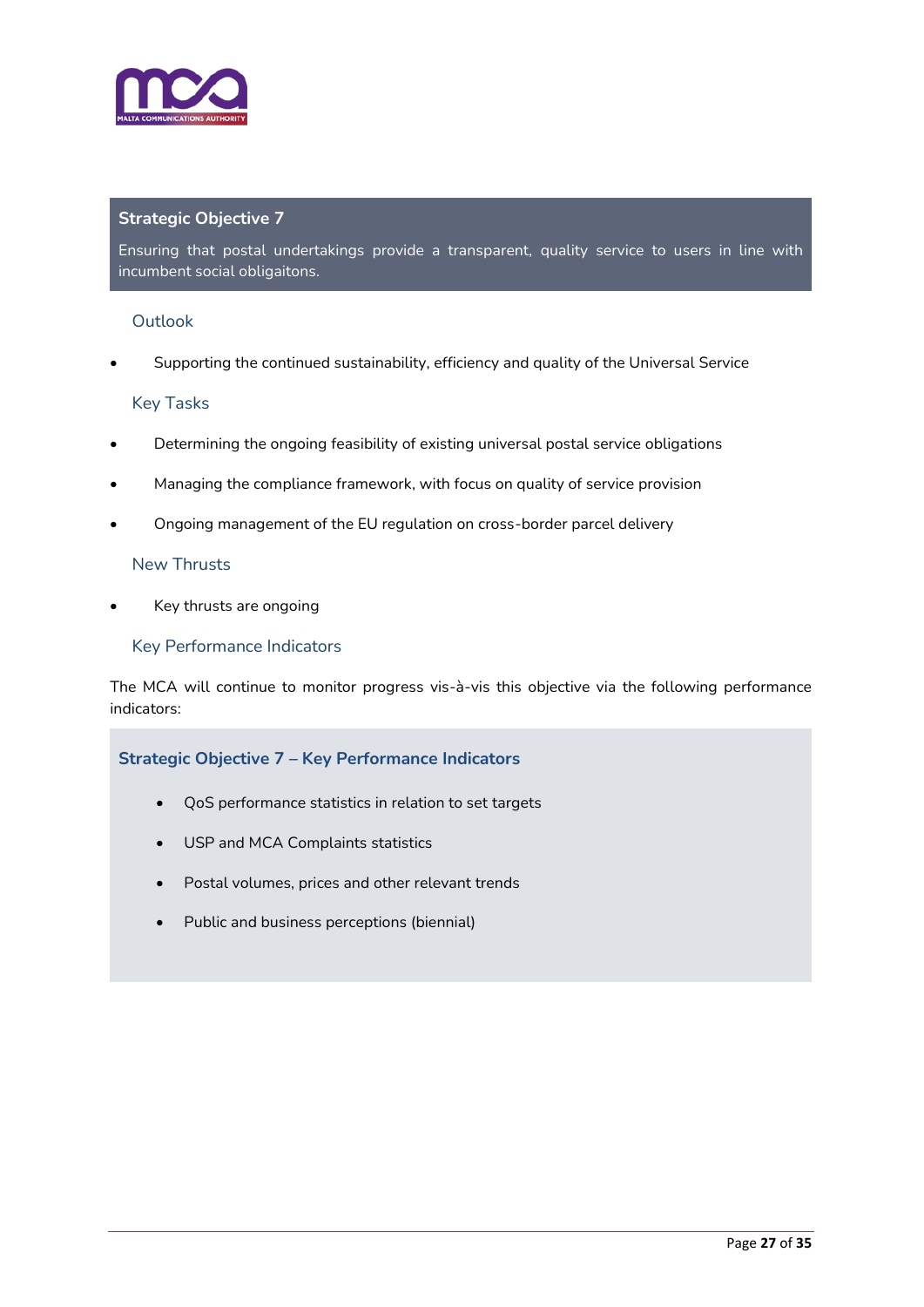## Strategic Objective 7

Ensuring that postal undertakings provide a transparent, quality service to users in line with incumbent social obligaitons.

### Outlook

- Supporting the continued sustainability, efficiency and quality of the Universal Service

### Key Tasks

- Determining the ongoing feasibility of existing universal postal service obligations
- Managing the compliance framework, with focus on quality of service provision
- Ongoing management of the EU regulation on cross-border parcel delivery

### New Thrusts

- Key thrusts are ongoing

### Key Performance Indicators

The MCA will continue to monitor progress vis-à-vis this objective via the following performance indicators:

**Strategic Objective 7 – Key Performance Indicators**

- QoS performance statistics in relation to set targets
- USP and MCA Complaints statistics
- Postal volumes, prices and other relevant trends
- Public and business perceptions (biennial)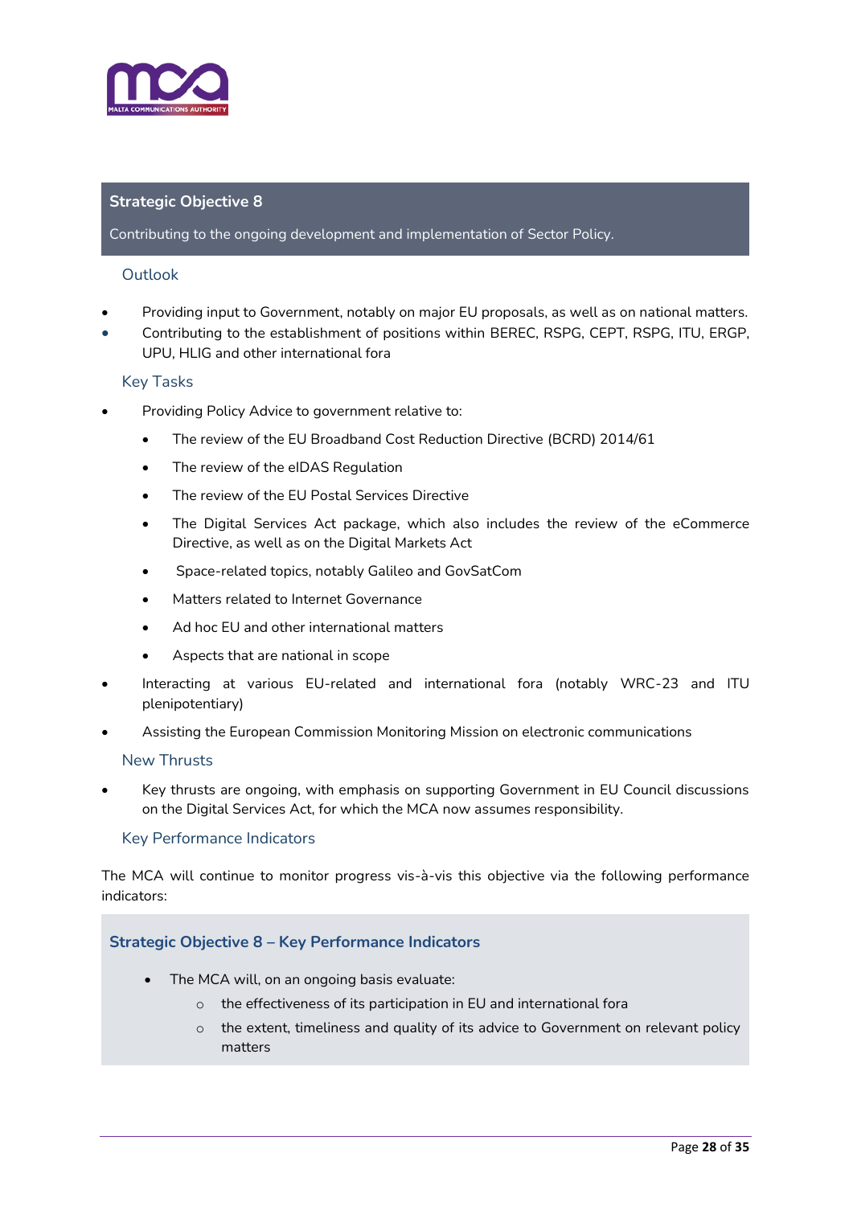## Strategic Objective 8

Contributing to the ongoing development and implementation of Sector Policy.

### Outlook

- Providing input to Government, notably on major EU proposals, as well as on national matters.
- Contributing to the establishment of positions within BEREC, RSPG, CEPT, RSPG, ITU, ERGP, UPU, HLIG and other international fora

### Key Tasks

- Providing Policy Advice to government relative to:
  - The review of the EU Broadband Cost Reduction Directive (BCRD) 2014/61
  - The review of the eIDAS Regulation
  - The review of the EU Postal Services Directive
  - The Digital Services Act package, which also includes the review of the eCommerce Directive, as well as on the Digital Markets Act
  - Space-related topics, notably Galileo and GovSatCom
  - Matters related to Internet Governance
  - Ad hoc EU and other international matters
  - Aspects that are national in scope
- Interacting at various EU-related and international fora (notably WRC-23 and ITU plenipotentiary)
- Assisting the European Commission Monitoring Mission on electronic communications

### New Thrusts

- Key thrusts are ongoing, with emphasis on supporting Government in EU Council discussions on the Digital Services Act, for which the MCA now assumes responsibility.

### Key Performance Indicators

The MCA will continue to monitor progress vis-à-vis this objective via the following performance indicators:

#### Strategic Objective 8 – Key Performance Indicators

- The MCA will, on an ongoing basis evaluate:
  - the effectiveness of its participation in EU and international fora
  - the extent, timeliness and quality of its advice to Government on relevant policy matters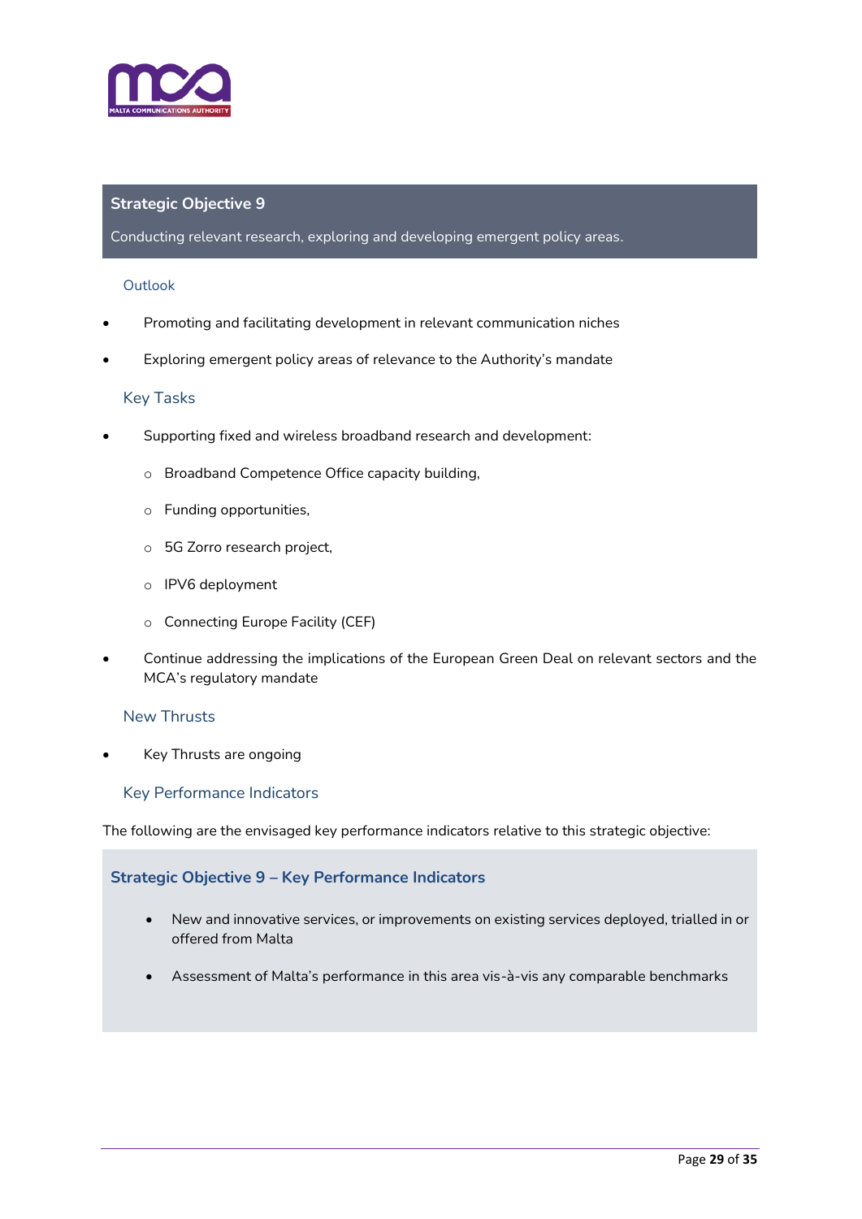## Strategic Objective 9

Conducting relevant research, exploring and developing emergent policy areas.

### Outlook

- Promoting and facilitating development in relevant communication niches
- Exploring emergent policy areas of relevance to the Authority's mandate

### Key Tasks

- Supporting fixed and wireless broadband research and development:
  - Broadband Competence Office capacity building,
  - Funding opportunities,
  - 5G Zorro research project,
  - IPV6 deployment
  - Connecting Europe Facility (CEF)
- Continue addressing the implications of the European Green Deal on relevant sectors and the MCA's regulatory mandate

### New Thrusts

- Key Thrusts are ongoing

### Key Performance Indicators

The following are the envisaged key performance indicators relative to this strategic objective:

**Strategic Objective 9 – Key Performance Indicators**

- New and innovative services, or improvements on existing services deployed, trialled in or offered from Malta
- Assessment of Malta's performance in this area vis-à-vis any comparable benchmarks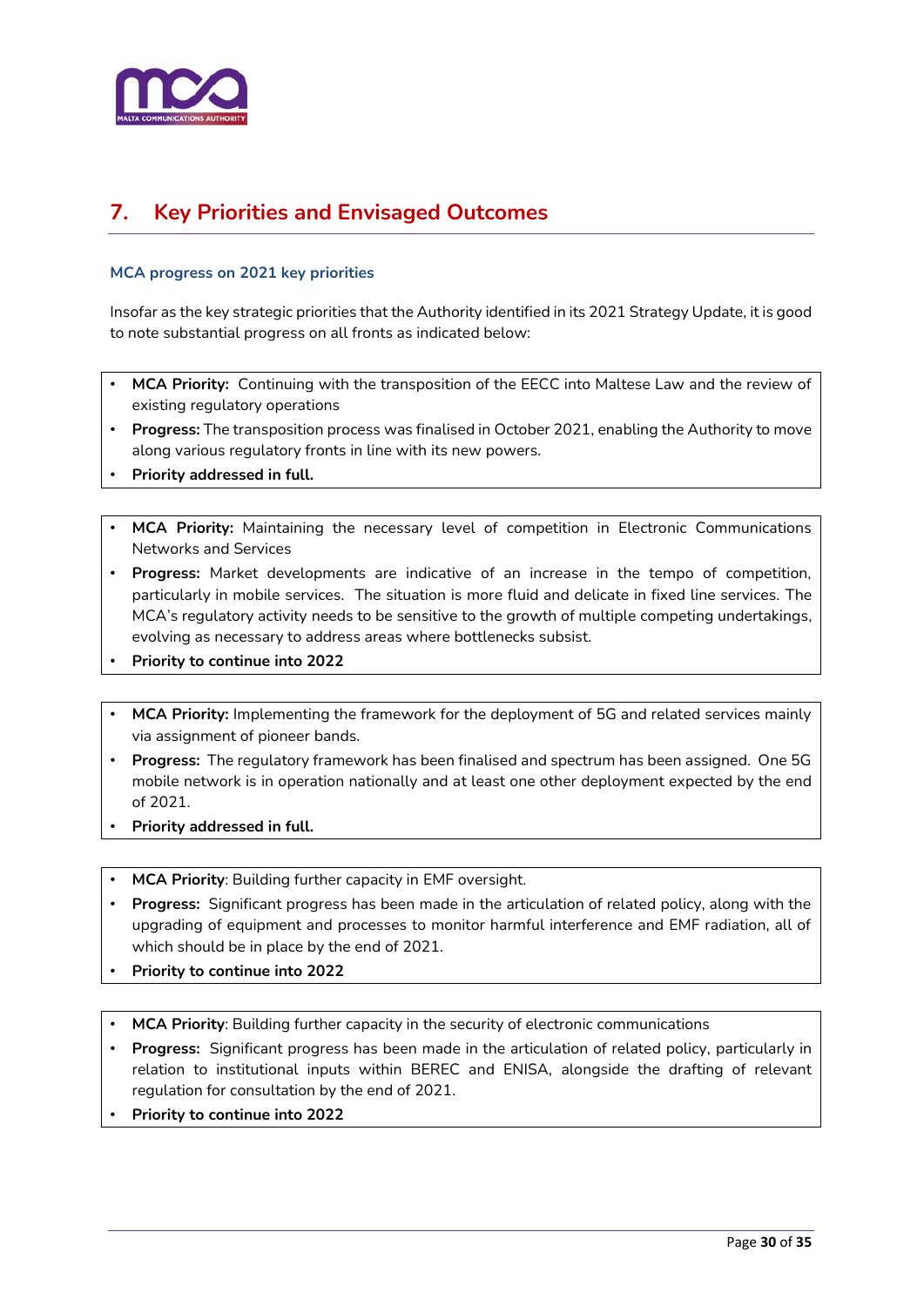## 7. Key Priorities and Envisaged Outcomes

### MCA progress on 2021 key priorities

Insofar as the key strategic priorities that the Authority identified in its 2021 Strategy Update, it is good to note substantial progress on all fronts as indicated below:

- **MCA Priority:** Continuing with the transposition of the EECC into Maltese Law and the review of existing regulatory operations
- **Progress:** The transposition process was finalised in October 2021, enabling the Authority to move along various regulatory fronts in line with its new powers.
- **Priority addressed in full.**

---

- **MCA Priority:** Maintaining the necessary level of competition in Electronic Communications Networks and Services
- **Progress:** Market developments are indicative of an increase in the tempo of competition, particularly in mobile services. The situation is more fluid and delicate in fixed line services. The MCA's regulatory activity needs to be sensitive to the growth of multiple competing undertakings, evolving as necessary to address areas where bottlenecks subsist.
- **Priority to continue into 2022**

---

- **MCA Priority:** Implementing the framework for the deployment of 5G and related services mainly via assignment of pioneer bands.
- **Progress:** The regulatory framework has been finalised and spectrum has been assigned. One 5G mobile network is in operation nationally and at least one other deployment expected by the end of 2021.
- **Priority addressed in full.**

---

- **MCA Priority**: Building further capacity in EMF oversight.
- **Progress:** Significant progress has been made in the articulation of related policy, along with the upgrading of equipment and processes to monitor harmful interference and EMF radiation, all of which should be in place by the end of 2021.
- **Priority to continue into 2022**

---

- **MCA Priority**: Building further capacity in the security of electronic communications
- **Progress:** Significant progress has been made in the articulation of related policy, particularly in relation to institutional inputs within BEREC and ENISA, alongside the drafting of relevant regulation for consultation by the end of 2021.
- **Priority to continue into 2022**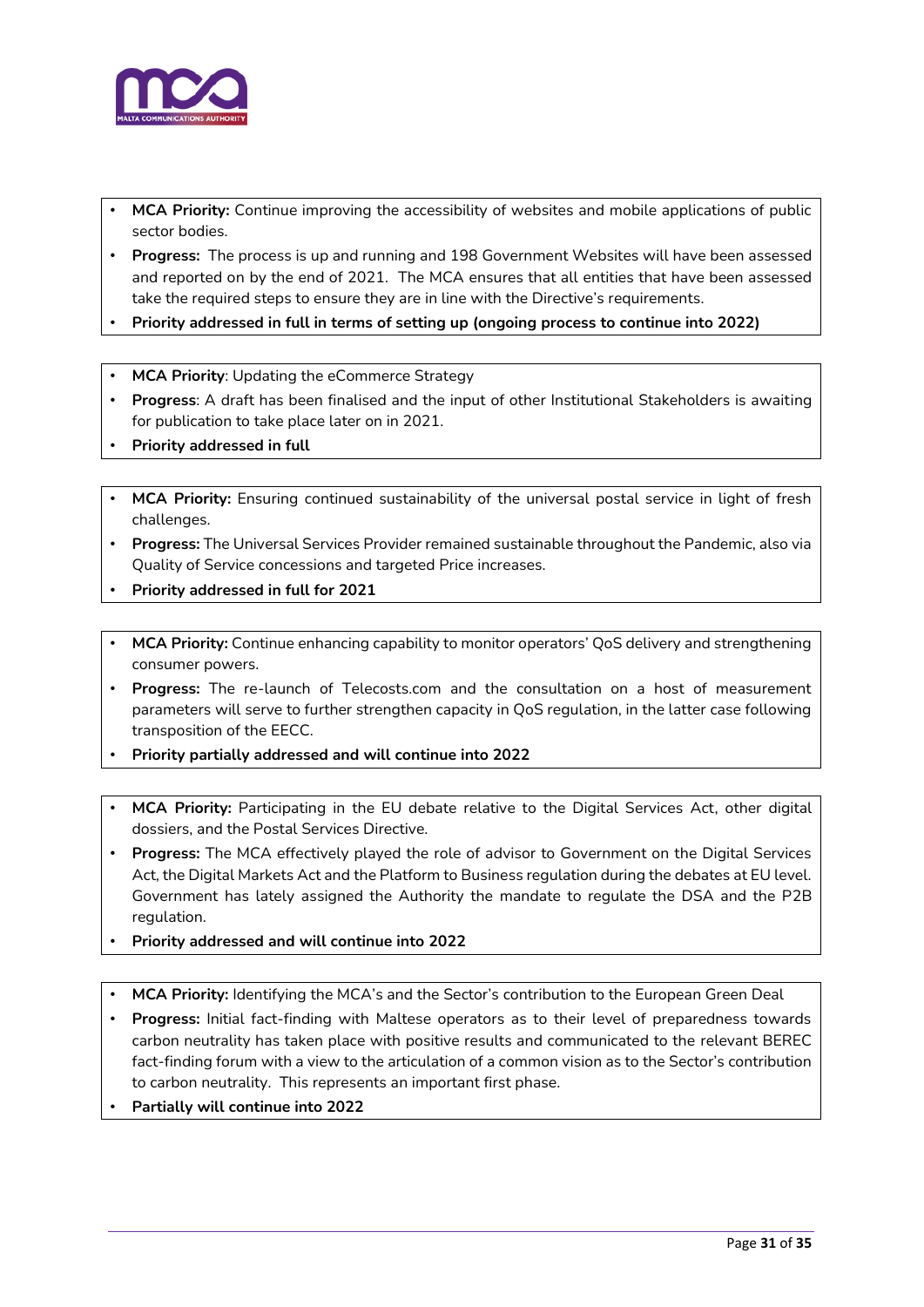- **MCA Priority:** Continue improving the accessibility of websites and mobile applications of public sector bodies.
- **Progress:** The process is up and running and 198 Government Websites will have been assessed and reported on by the end of 2021. The MCA ensures that all entities that have been assessed take the required steps to ensure they are in line with the Directive's requirements.
- **Priority addressed in full in terms of setting up (ongoing process to continue into 2022)**

- **MCA Priority**: Updating the eCommerce Strategy
- **Progress**: A draft has been finalised and the input of other Institutional Stakeholders is awaiting for publication to take place later on in 2021.
- **Priority addressed in full**

- **MCA Priority:** Ensuring continued sustainability of the universal postal service in light of fresh challenges.
- **Progress:** The Universal Services Provider remained sustainable throughout the Pandemic, also via Quality of Service concessions and targeted Price increases.
- **Priority addressed in full for 2021**

- **MCA Priority:** Continue enhancing capability to monitor operators' QoS delivery and strengthening consumer powers.
- **Progress:** The re-launch of Telecosts.com and the consultation on a host of measurement parameters will serve to further strengthen capacity in QoS regulation, in the latter case following transposition of the EECC.
- **Priority partially addressed and will continue into 2022**

- **MCA Priority:** Participating in the EU debate relative to the Digital Services Act, other digital dossiers, and the Postal Services Directive.
- **Progress:** The MCA effectively played the role of advisor to Government on the Digital Services Act, the Digital Markets Act and the Platform to Business regulation during the debates at EU level. Government has lately assigned the Authority the mandate to regulate the DSA and the P2B regulation.
- **Priority addressed and will continue into 2022**

- **MCA Priority:** Identifying the MCA's and the Sector's contribution to the European Green Deal
- **Progress:** Initial fact-finding with Maltese operators as to their level of preparedness towards carbon neutrality has taken place with positive results and communicated to the relevant BEREC fact-finding forum with a view to the articulation of a common vision as to the Sector's contribution to carbon neutrality. This represents an important first phase.
- **Partially will continue into 2022**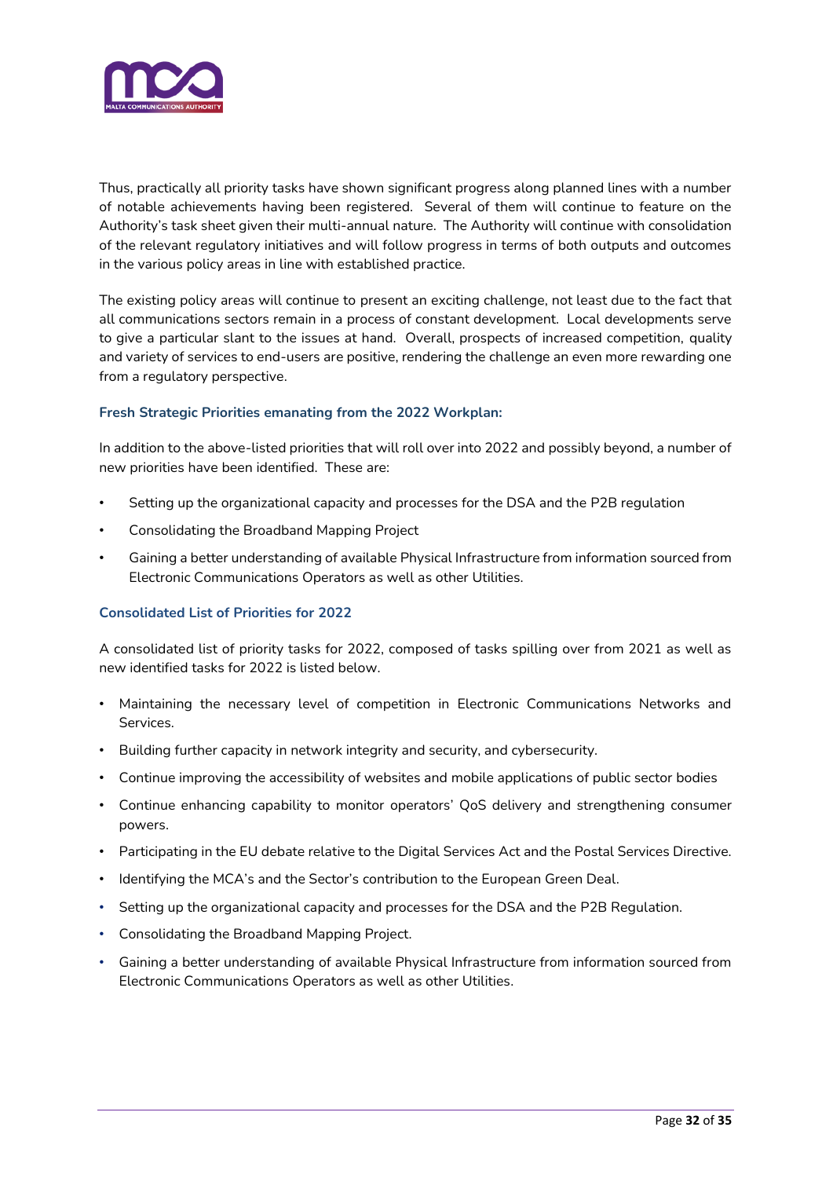Thus, practically all priority tasks have shown significant progress along planned lines with a number of notable achievements having been registered. Several of them will continue to feature on the Authority's task sheet given their multi-annual nature. The Authority will continue with consolidation of the relevant regulatory initiatives and will follow progress in terms of both outputs and outcomes in the various policy areas in line with established practice.

The existing policy areas will continue to present an exciting challenge, not least due to the fact that all communications sectors remain in a process of constant development. Local developments serve to give a particular slant to the issues at hand. Overall, prospects of increased competition, quality and variety of services to end-users are positive, rendering the challenge an even more rewarding one from a regulatory perspective.

### Fresh Strategic Priorities emanating from the 2022 Workplan:

In addition to the above-listed priorities that will roll over into 2022 and possibly beyond, a number of new priorities have been identified. These are:

- Setting up the organizational capacity and processes for the DSA and the P2B regulation
- Consolidating the Broadband Mapping Project
- Gaining a better understanding of available Physical Infrastructure from information sourced from Electronic Communications Operators as well as other Utilities.

### Consolidated List of Priorities for 2022

A consolidated list of priority tasks for 2022, composed of tasks spilling over from 2021 as well as new identified tasks for 2022 is listed below.

- Maintaining the necessary level of competition in Electronic Communications Networks and Services.
- Building further capacity in network integrity and security, and cybersecurity.
- Continue improving the accessibility of websites and mobile applications of public sector bodies
- Continue enhancing capability to monitor operators' QoS delivery and strengthening consumer powers.
- Participating in the EU debate relative to the Digital Services Act and the Postal Services Directive.
- Identifying the MCA's and the Sector's contribution to the European Green Deal.
- Setting up the organizational capacity and processes for the DSA and the P2B Regulation.
- Consolidating the Broadband Mapping Project.
- Gaining a better understanding of available Physical Infrastructure from information sourced from Electronic Communications Operators as well as other Utilities.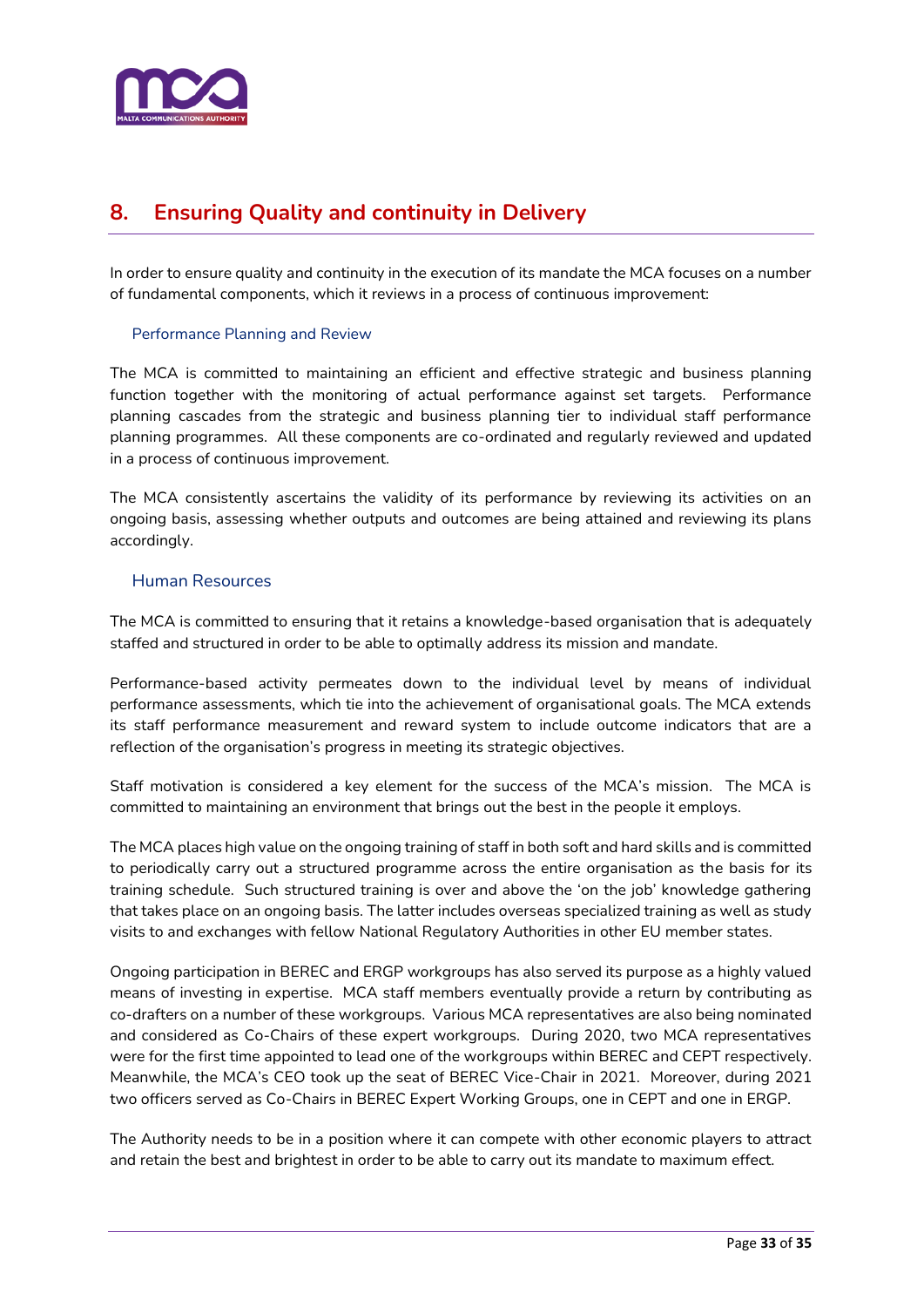## 8. Ensuring Quality and continuity in Delivery

In order to ensure quality and continuity in the execution of its mandate the MCA focuses on a number of fundamental components, which it reviews in a process of continuous improvement:

### Performance Planning and Review

The MCA is committed to maintaining an efficient and effective strategic and business planning function together with the monitoring of actual performance against set targets. Performance planning cascades from the strategic and business planning tier to individual staff performance planning programmes. All these components are co-ordinated and regularly reviewed and updated in a process of continuous improvement.

The MCA consistently ascertains the validity of its performance by reviewing its activities on an ongoing basis, assessing whether outputs and outcomes are being attained and reviewing its plans accordingly.

### Human Resources

The MCA is committed to ensuring that it retains a knowledge-based organisation that is adequately staffed and structured in order to be able to optimally address its mission and mandate.

Performance-based activity permeates down to the individual level by means of individual performance assessments, which tie into the achievement of organisational goals. The MCA extends its staff performance measurement and reward system to include outcome indicators that are a reflection of the organisation's progress in meeting its strategic objectives.

Staff motivation is considered a key element for the success of the MCA's mission. The MCA is committed to maintaining an environment that brings out the best in the people it employs.

The MCA places high value on the ongoing training of staff in both soft and hard skills and is committed to periodically carry out a structured programme across the entire organisation as the basis for its training schedule. Such structured training is over and above the 'on the job' knowledge gathering that takes place on an ongoing basis. The latter includes overseas specialized training as well as study visits to and exchanges with fellow National Regulatory Authorities in other EU member states.

Ongoing participation in BEREC and ERGP workgroups has also served its purpose as a highly valued means of investing in expertise. MCA staff members eventually provide a return by contributing as co-drafters on a number of these workgroups. Various MCA representatives are also being nominated and considered as Co-Chairs of these expert workgroups. During 2020, two MCA representatives were for the first time appointed to lead one of the workgroups within BEREC and CEPT respectively. Meanwhile, the MCA's CEO took up the seat of BEREC Vice-Chair in 2021. Moreover, during 2021 two officers served as Co-Chairs in BEREC Expert Working Groups, one in CEPT and one in ERGP.

The Authority needs to be in a position where it can compete with other economic players to attract and retain the best and brightest in order to be able to carry out its mandate to maximum effect.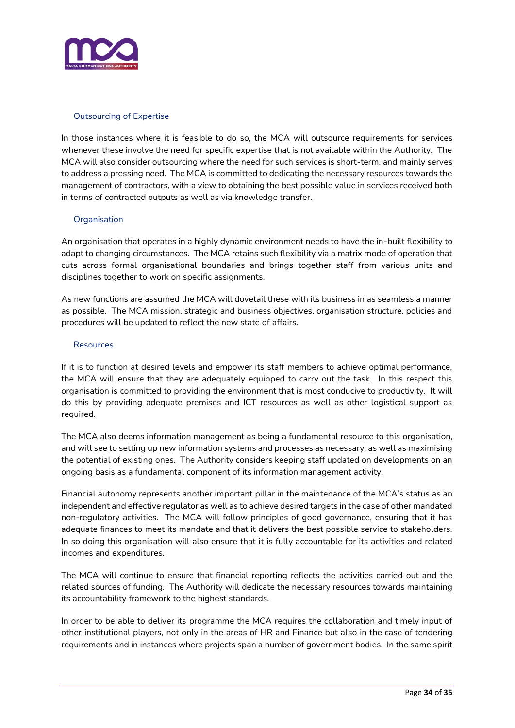### Outsourcing of Expertise

In those instances where it is feasible to do so, the MCA will outsource requirements for services whenever these involve the need for specific expertise that is not available within the Authority. The MCA will also consider outsourcing where the need for such services is short-term, and mainly serves to address a pressing need. The MCA is committed to dedicating the necessary resources towards the management of contractors, with a view to obtaining the best possible value in services received both in terms of contracted outputs as well as via knowledge transfer.

### Organisation

An organisation that operates in a highly dynamic environment needs to have the in-built flexibility to adapt to changing circumstances. The MCA retains such flexibility via a matrix mode of operation that cuts across formal organisational boundaries and brings together staff from various units and disciplines together to work on specific assignments.

As new functions are assumed the MCA will dovetail these with its business in as seamless a manner as possible. The MCA mission, strategic and business objectives, organisation structure, policies and procedures will be updated to reflect the new state of affairs.

### Resources

If it is to function at desired levels and empower its staff members to achieve optimal performance, the MCA will ensure that they are adequately equipped to carry out the task. In this respect this organisation is committed to providing the environment that is most conducive to productivity. It will do this by providing adequate premises and ICT resources as well as other logistical support as required.

The MCA also deems information management as being a fundamental resource to this organisation, and will see to setting up new information systems and processes as necessary, as well as maximising the potential of existing ones. The Authority considers keeping staff updated on developments on an ongoing basis as a fundamental component of its information management activity.

Financial autonomy represents another important pillar in the maintenance of the MCA's status as an independent and effective regulator as well as to achieve desired targets in the case of other mandated non-regulatory activities. The MCA will follow principles of good governance, ensuring that it has adequate finances to meet its mandate and that it delivers the best possible service to stakeholders. In so doing this organisation will also ensure that it is fully accountable for its activities and related incomes and expenditures.

The MCA will continue to ensure that financial reporting reflects the activities carried out and the related sources of funding. The Authority will dedicate the necessary resources towards maintaining its accountability framework to the highest standards.

In order to be able to deliver its programme the MCA requires the collaboration and timely input of other institutional players, not only in the areas of HR and Finance but also in the case of tendering requirements and in instances where projects span a number of government bodies. In the same spirit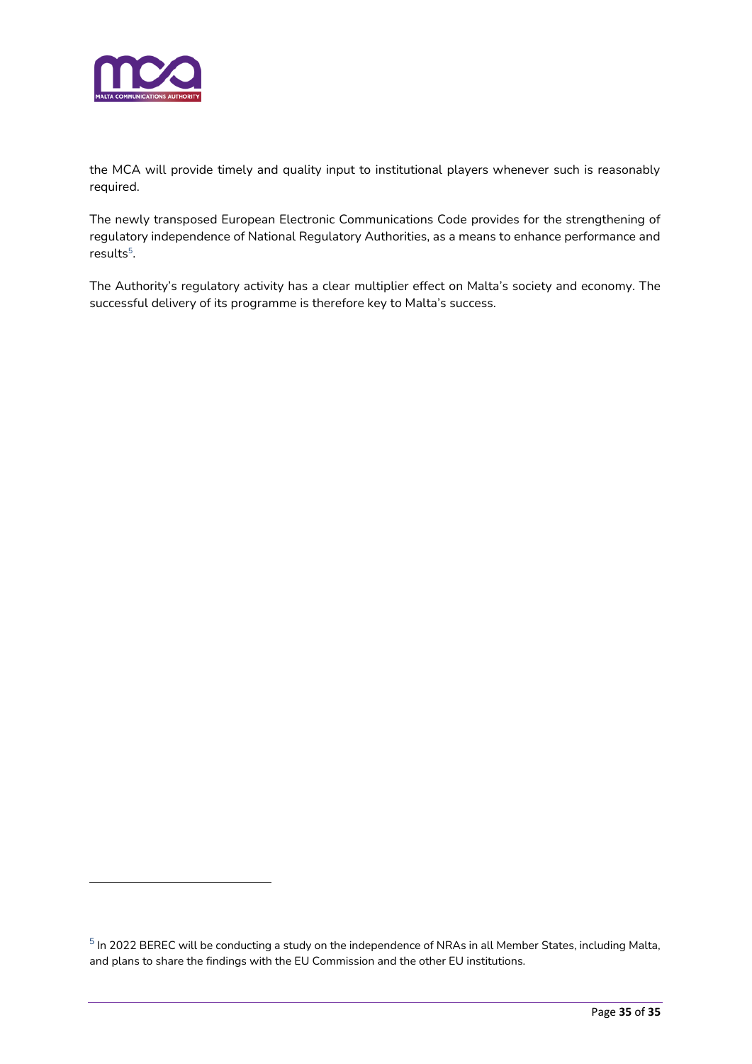the MCA will provide timely and quality input to institutional players whenever such is reasonably required.

The newly transposed European Electronic Communications Code provides for the strengthening of regulatory independence of National Regulatory Authorities, as a means to enhance performance and results[5].

The Authority's regulatory activity has a clear multiplier effect on Malta's society and economy. The successful delivery of its programme is therefore key to Malta's success.

[5] In 2022 BEREC will be conducting a study on the independence of NRAs in all Member States, including Malta, and plans to share the findings with the EU Commission and the other EU institutions.